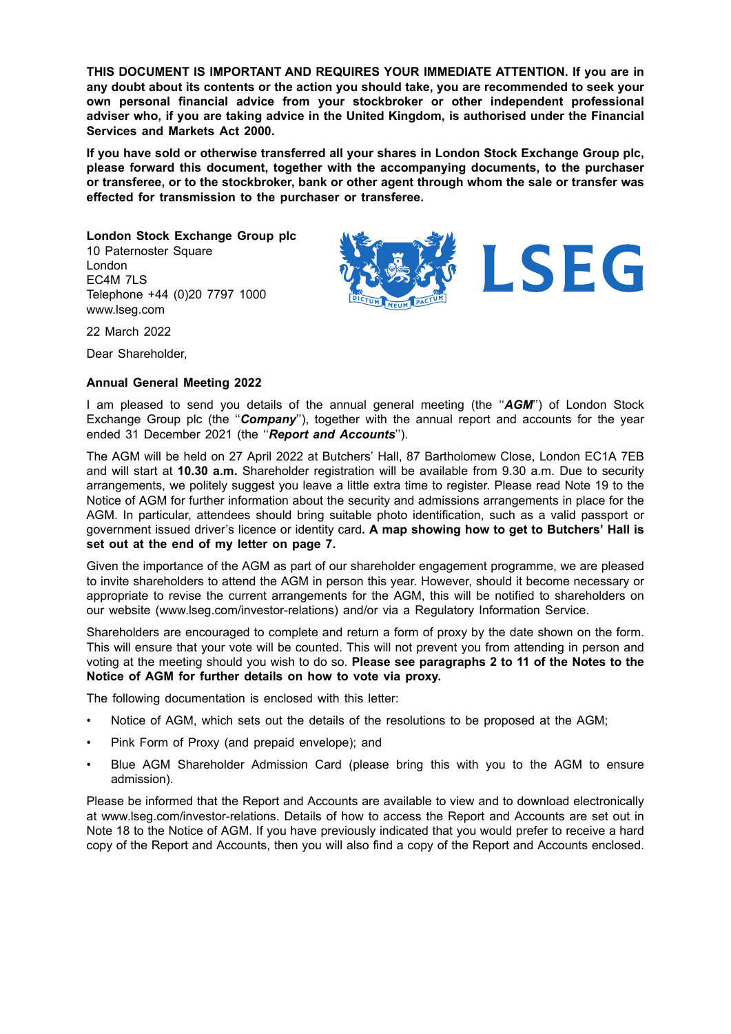**THIS DOCUMENT IS IMPORTANT AND REQUIRES YOUR IMMEDIATE ATTENTION. If you are in any doubt about its contents or the action you should take, you are recommended to seek your own personal financial advice from your stockbroker or other independent professional adviser who, if you are taking advice in the United Kingdom, is authorised under the Financial Services and Markets Act 2000.**

**If you have sold or otherwise transferred all your shares in London Stock Exchange Group plc, please forward this document, together with the accompanying documents, to the purchaser or transferee, or to the stockbroker, bank or other agent through whom the sale or transfer was effected for transmission to the purchaser or transferee.**

**London Stock Exchange Group plc**
10 Paternoster Square
London
EC4M 7LS
Telephone +44 (0)20 7797 1000
www.lseg.com

22 March 2022

Dear Shareholder,

**Annual General Meeting 2022**

I am pleased to send you details of the annual general meeting (the ''***AGM***'') of London Stock Exchange Group plc (the ''***Company***''), together with the annual report and accounts for the year ended 31 December 2021 (the ''***Report and Accounts***'').

The AGM will be held on 27 April 2022 at Butchers' Hall, 87 Bartholomew Close, London EC1A 7EB and will start at **10.30 a.m.** Shareholder registration will be available from 9.30 a.m. Due to security arrangements, we politely suggest you leave a little extra time to register. Please read Note 19 to the Notice of AGM for further information about the security and admissions arrangements in place for the AGM. In particular, attendees should bring suitable photo identification, such as a valid passport or government issued driver's licence or identity card**. A map showing how to get to Butchers' Hall is set out at the end of my letter on page 7.**

Given the importance of the AGM as part of our shareholder engagement programme, we are pleased to invite shareholders to attend the AGM in person this year. However, should it become necessary or appropriate to revise the current arrangements for the AGM, this will be notified to shareholders on our website (www.lseg.com/investor-relations) and/or via a Regulatory Information Service.

Shareholders are encouraged to complete and return a form of proxy by the date shown on the form. This will ensure that your vote will be counted. This will not prevent you from attending in person and voting at the meeting should you wish to do so. **Please see paragraphs 2 to 11 of the Notes to the Notice of AGM for further details on how to vote via proxy.**

The following documentation is enclosed with this letter:

- Notice of AGM, which sets out the details of the resolutions to be proposed at the AGM;
- Pink Form of Proxy (and prepaid envelope); and
- Blue AGM Shareholder Admission Card (please bring this with you to the AGM to ensure admission).

Please be informed that the Report and Accounts are available to view and to download electronically at www.lseg.com/investor-relations. Details of how to access the Report and Accounts are set out in Note 18 to the Notice of AGM. If you have previously indicated that you would prefer to receive a hard copy of the Report and Accounts, then you will also find a copy of the Report and Accounts enclosed.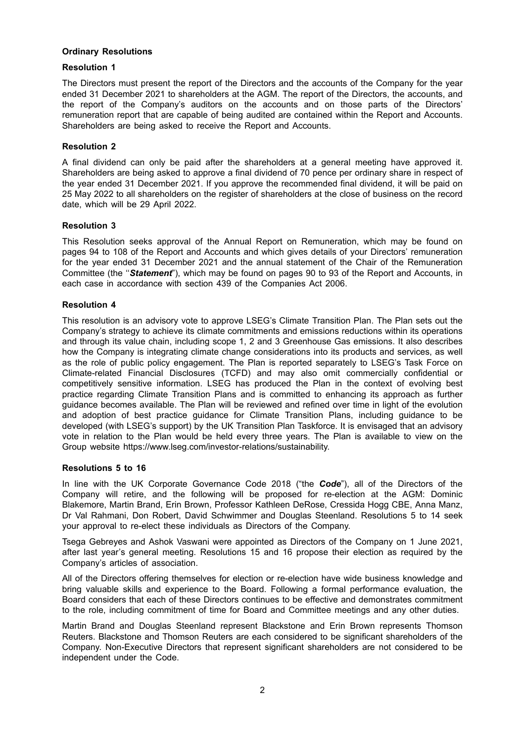## Ordinary Resolutions

### Resolution 1

The Directors must present the report of the Directors and the accounts of the Company for the year ended 31 December 2021 to shareholders at the AGM. The report of the Directors, the accounts, and the report of the Company's auditors on the accounts and on those parts of the Directors' remuneration report that are capable of being audited are contained within the Report and Accounts. Shareholders are being asked to receive the Report and Accounts.

### Resolution 2

A final dividend can only be paid after the shareholders at a general meeting have approved it. Shareholders are being asked to approve a final dividend of 70 pence per ordinary share in respect of the year ended 31 December 2021. If you approve the recommended final dividend, it will be paid on 25 May 2022 to all shareholders on the register of shareholders at the close of business on the record date, which will be 29 April 2022.

### Resolution 3

This Resolution seeks approval of the Annual Report on Remuneration, which may be found on pages 94 to 108 of the Report and Accounts and which gives details of your Directors' remuneration for the year ended 31 December 2021 and the annual statement of the Chair of the Remuneration Committee (the "***Statement***"), which may be found on pages 90 to 93 of the Report and Accounts, in each case in accordance with section 439 of the Companies Act 2006.

### Resolution 4

This resolution is an advisory vote to approve LSEG's Climate Transition Plan. The Plan sets out the Company's strategy to achieve its climate commitments and emissions reductions within its operations and through its value chain, including scope 1, 2 and 3 Greenhouse Gas emissions. It also describes how the Company is integrating climate change considerations into its products and services, as well as the role of public policy engagement. The Plan is reported separately to LSEG's Task Force on Climate-related Financial Disclosures (TCFD) and may also omit commercially confidential or competitively sensitive information. LSEG has produced the Plan in the context of evolving best practice regarding Climate Transition Plans and is committed to enhancing its approach as further guidance becomes available. The Plan will be reviewed and refined over time in light of the evolution and adoption of best practice guidance for Climate Transition Plans, including guidance to be developed (with LSEG's support) by the UK Transition Plan Taskforce. It is envisaged that an advisory vote in relation to the Plan would be held every three years. The Plan is available to view on the Group website https://www.lseg.com/investor-relations/sustainability.

### Resolutions 5 to 16

In line with the UK Corporate Governance Code 2018 ("the ***Code***"), all of the Directors of the Company will retire, and the following will be proposed for re-election at the AGM: Dominic Blakemore, Martin Brand, Erin Brown, Professor Kathleen DeRose, Cressida Hogg CBE, Anna Manz, Dr Val Rahmani, Don Robert, David Schwimmer and Douglas Steenland. Resolutions 5 to 14 seek your approval to re-elect these individuals as Directors of the Company.

Tsega Gebreyes and Ashok Vaswani were appointed as Directors of the Company on 1 June 2021, after last year's general meeting. Resolutions 15 and 16 propose their election as required by the Company's articles of association.

All of the Directors offering themselves for election or re-election have wide business knowledge and bring valuable skills and experience to the Board. Following a formal performance evaluation, the Board considers that each of these Directors continues to be effective and demonstrates commitment to the role, including commitment of time for Board and Committee meetings and any other duties.

Martin Brand and Douglas Steenland represent Blackstone and Erin Brown represents Thomson Reuters. Blackstone and Thomson Reuters are each considered to be significant shareholders of the Company. Non-Executive Directors that represent significant shareholders are not considered to be independent under the Code.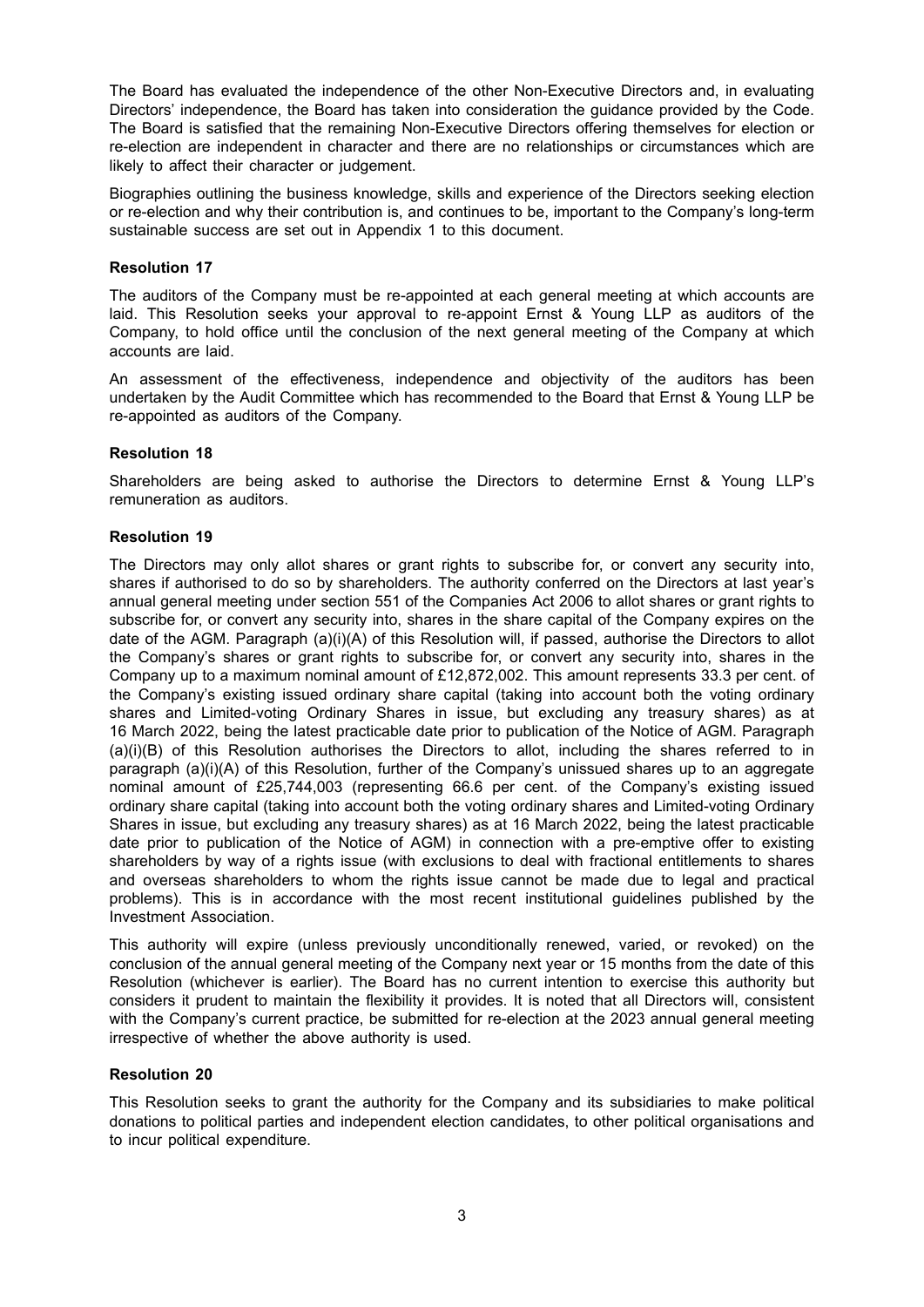The Board has evaluated the independence of the other Non-Executive Directors and, in evaluating Directors' independence, the Board has taken into consideration the guidance provided by the Code. The Board is satisfied that the remaining Non-Executive Directors offering themselves for election or re-election are independent in character and there are no relationships or circumstances which are likely to affect their character or judgement.

Biographies outlining the business knowledge, skills and experience of the Directors seeking election or re-election and why their contribution is, and continues to be, important to the Company's long-term sustainable success are set out in Appendix 1 to this document.

**Resolution 17**

The auditors of the Company must be re-appointed at each general meeting at which accounts are laid. This Resolution seeks your approval to re-appoint Ernst & Young LLP as auditors of the Company, to hold office until the conclusion of the next general meeting of the Company at which accounts are laid.

An assessment of the effectiveness, independence and objectivity of the auditors has been undertaken by the Audit Committee which has recommended to the Board that Ernst & Young LLP be re-appointed as auditors of the Company.

**Resolution 18**

Shareholders are being asked to authorise the Directors to determine Ernst & Young LLP's remuneration as auditors.

**Resolution 19**

The Directors may only allot shares or grant rights to subscribe for, or convert any security into, shares if authorised to do so by shareholders. The authority conferred on the Directors at last year's annual general meeting under section 551 of the Companies Act 2006 to allot shares or grant rights to subscribe for, or convert any security into, shares in the share capital of the Company expires on the date of the AGM. Paragraph (a)(i)(A) of this Resolution will, if passed, authorise the Directors to allot the Company's shares or grant rights to subscribe for, or convert any security into, shares in the Company up to a maximum nominal amount of £12,872,002. This amount represents 33.3 per cent. of the Company's existing issued ordinary share capital (taking into account both the voting ordinary shares and Limited-voting Ordinary Shares in issue, but excluding any treasury shares) as at 16 March 2022, being the latest practicable date prior to publication of the Notice of AGM. Paragraph (a)(i)(B) of this Resolution authorises the Directors to allot, including the shares referred to in paragraph (a)(i)(A) of this Resolution, further of the Company's unissued shares up to an aggregate nominal amount of £25,744,003 (representing 66.6 per cent. of the Company's existing issued ordinary share capital (taking into account both the voting ordinary shares and Limited-voting Ordinary Shares in issue, but excluding any treasury shares) as at 16 March 2022, being the latest practicable date prior to publication of the Notice of AGM) in connection with a pre-emptive offer to existing shareholders by way of a rights issue (with exclusions to deal with fractional entitlements to shares and overseas shareholders to whom the rights issue cannot be made due to legal and practical problems). This is in accordance with the most recent institutional guidelines published by the Investment Association.

This authority will expire (unless previously unconditionally renewed, varied, or revoked) on the conclusion of the annual general meeting of the Company next year or 15 months from the date of this Resolution (whichever is earlier). The Board has no current intention to exercise this authority but considers it prudent to maintain the flexibility it provides. It is noted that all Directors will, consistent with the Company's current practice, be submitted for re-election at the 2023 annual general meeting irrespective of whether the above authority is used.

**Resolution 20**

This Resolution seeks to grant the authority for the Company and its subsidiaries to make political donations to political parties and independent election candidates, to other political organisations and to incur political expenditure.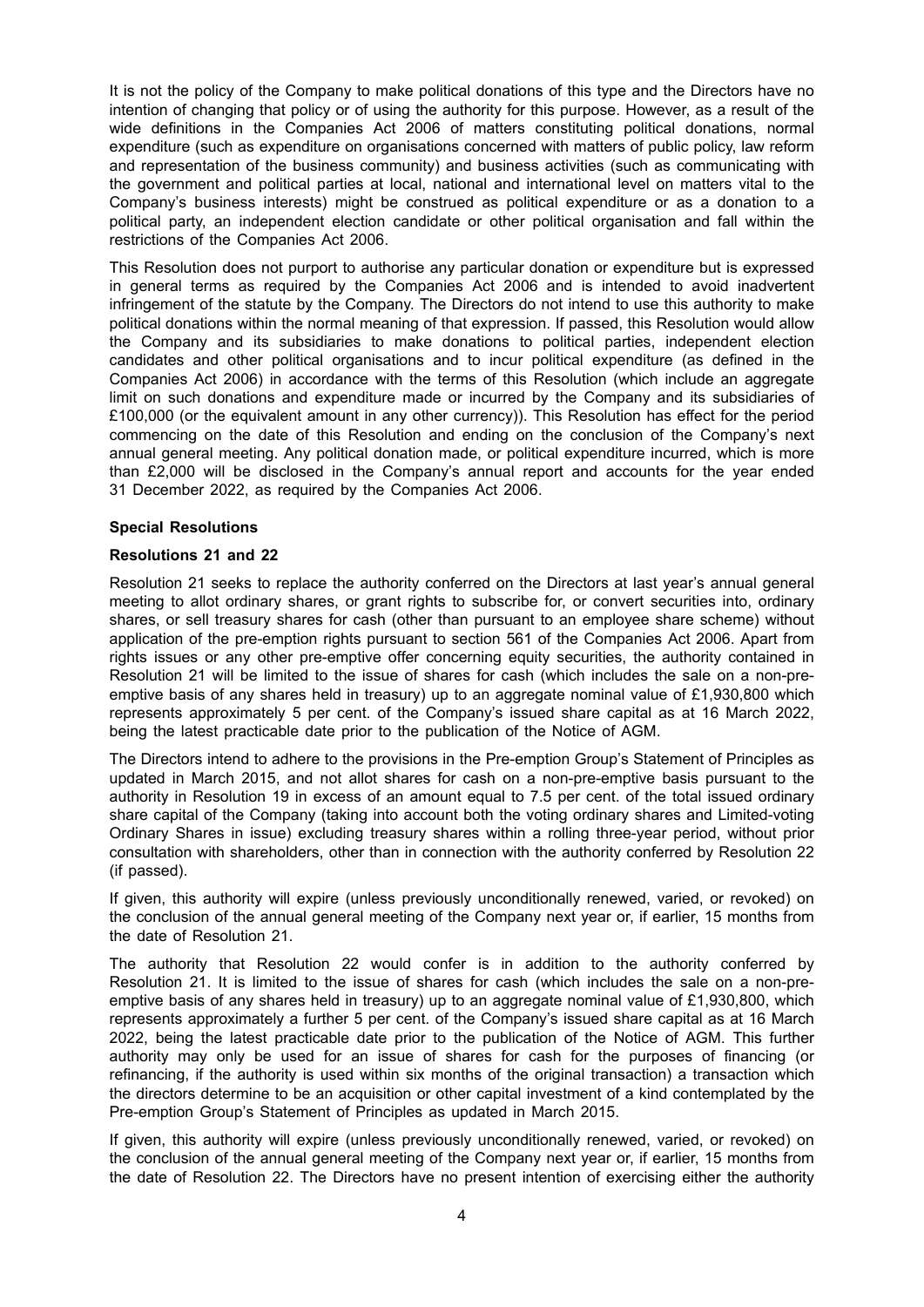It is not the policy of the Company to make political donations of this type and the Directors have no intention of changing that policy or of using the authority for this purpose. However, as a result of the wide definitions in the Companies Act 2006 of matters constituting political donations, normal expenditure (such as expenditure on organisations concerned with matters of public policy, law reform and representation of the business community) and business activities (such as communicating with the government and political parties at local, national and international level on matters vital to the Company's business interests) might be construed as political expenditure or as a donation to a political party, an independent election candidate or other political organisation and fall within the restrictions of the Companies Act 2006.

This Resolution does not purport to authorise any particular donation or expenditure but is expressed in general terms as required by the Companies Act 2006 and is intended to avoid inadvertent infringement of the statute by the Company. The Directors do not intend to use this authority to make political donations within the normal meaning of that expression. If passed, this Resolution would allow the Company and its subsidiaries to make donations to political parties, independent election candidates and other political organisations and to incur political expenditure (as defined in the Companies Act 2006) in accordance with the terms of this Resolution (which include an aggregate limit on such donations and expenditure made or incurred by the Company and its subsidiaries of £100,000 (or the equivalent amount in any other currency)). This Resolution has effect for the period commencing on the date of this Resolution and ending on the conclusion of the Company's next annual general meeting. Any political donation made, or political expenditure incurred, which is more than £2,000 will be disclosed in the Company's annual report and accounts for the year ended 31 December 2022, as required by the Companies Act 2006.

**Special Resolutions**

**Resolutions 21 and 22**

Resolution 21 seeks to replace the authority conferred on the Directors at last year's annual general meeting to allot ordinary shares, or grant rights to subscribe for, or convert securities into, ordinary shares, or sell treasury shares for cash (other than pursuant to an employee share scheme) without application of the pre-emption rights pursuant to section 561 of the Companies Act 2006. Apart from rights issues or any other pre-emptive offer concerning equity securities, the authority contained in Resolution 21 will be limited to the issue of shares for cash (which includes the sale on a non-pre-emptive basis of any shares held in treasury) up to an aggregate nominal value of £1,930,800 which represents approximately 5 per cent. of the Company's issued share capital as at 16 March 2022, being the latest practicable date prior to the publication of the Notice of AGM.

The Directors intend to adhere to the provisions in the Pre-emption Group's Statement of Principles as updated in March 2015, and not allot shares for cash on a non-pre-emptive basis pursuant to the authority in Resolution 19 in excess of an amount equal to 7.5 per cent. of the total issued ordinary share capital of the Company (taking into account both the voting ordinary shares and Limited-voting Ordinary Shares in issue) excluding treasury shares within a rolling three-year period, without prior consultation with shareholders, other than in connection with the authority conferred by Resolution 22 (if passed).

If given, this authority will expire (unless previously unconditionally renewed, varied, or revoked) on the conclusion of the annual general meeting of the Company next year or, if earlier, 15 months from the date of Resolution 21.

The authority that Resolution 22 would confer is in addition to the authority conferred by Resolution 21. It is limited to the issue of shares for cash (which includes the sale on a non-pre-emptive basis of any shares held in treasury) up to an aggregate nominal value of £1,930,800, which represents approximately a further 5 per cent. of the Company's issued share capital as at 16 March 2022, being the latest practicable date prior to the publication of the Notice of AGM. This further authority may only be used for an issue of shares for cash for the purposes of financing (or refinancing, if the authority is used within six months of the original transaction) a transaction which the directors determine to be an acquisition or other capital investment of a kind contemplated by the Pre-emption Group's Statement of Principles as updated in March 2015.

If given, this authority will expire (unless previously unconditionally renewed, varied, or revoked) on the conclusion of the annual general meeting of the Company next year or, if earlier, 15 months from the date of Resolution 22. The Directors have no present intention of exercising either the authority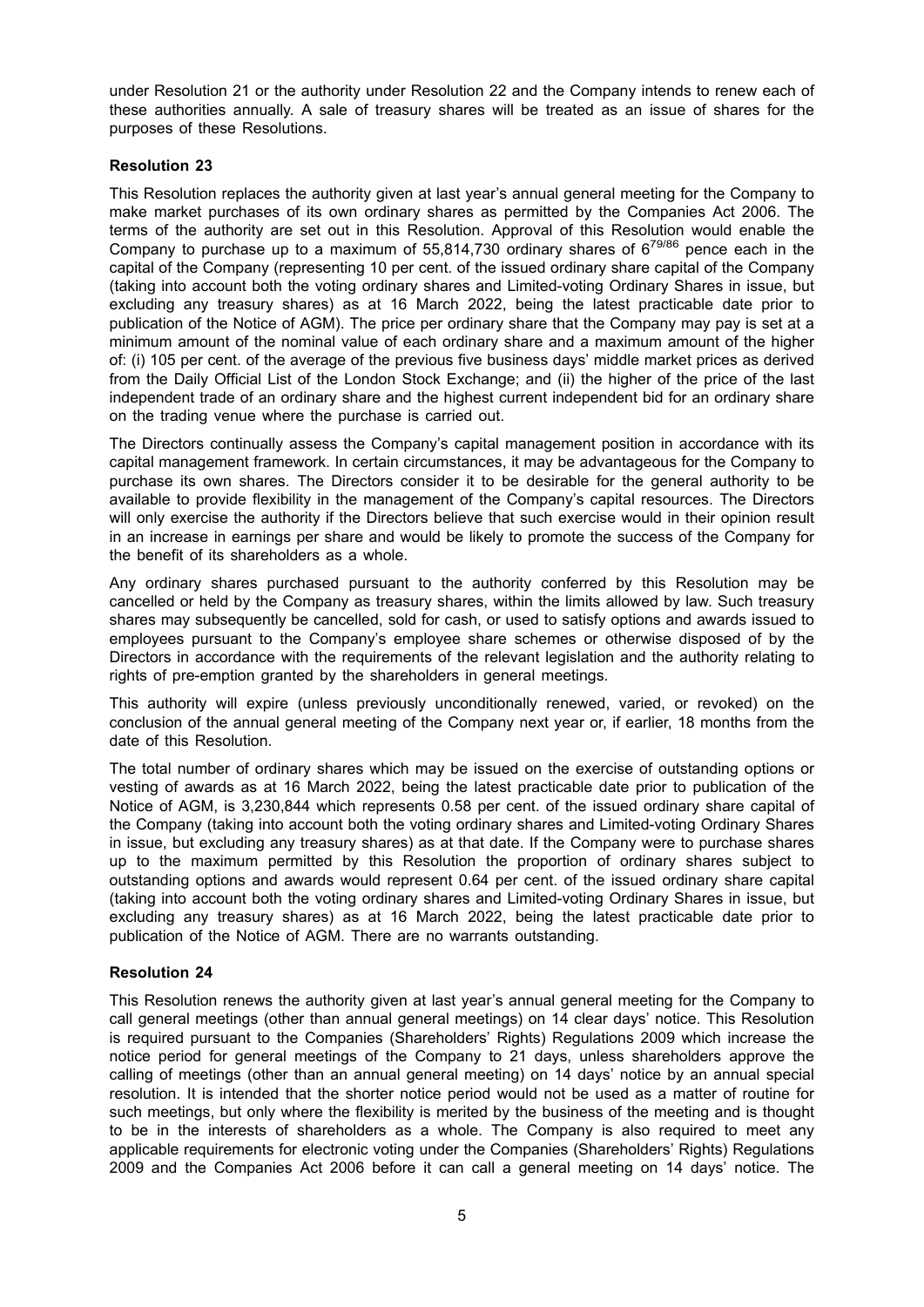under Resolution 21 or the authority under Resolution 22 and the Company intends to renew each of these authorities annually. A sale of treasury shares will be treated as an issue of shares for the purposes of these Resolutions.

**Resolution 23**

This Resolution replaces the authority given at last year's annual general meeting for the Company to make market purchases of its own ordinary shares as permitted by the Companies Act 2006. The terms of the authority are set out in this Resolution. Approval of this Resolution would enable the Company to purchase up to a maximum of 55,814,730 ordinary shares of $6^{79/86}$ pence each in the capital of the Company (representing 10 per cent. of the issued ordinary share capital of the Company (taking into account both the voting ordinary shares and Limited-voting Ordinary Shares in issue, but excluding any treasury shares) as at 16 March 2022, being the latest practicable date prior to publication of the Notice of AGM). The price per ordinary share that the Company may pay is set at a minimum amount of the nominal value of each ordinary share and a maximum amount of the higher of: (i) 105 per cent. of the average of the previous five business days' middle market prices as derived from the Daily Official List of the London Stock Exchange; and (ii) the higher of the price of the last independent trade of an ordinary share and the highest current independent bid for an ordinary share on the trading venue where the purchase is carried out.

The Directors continually assess the Company's capital management position in accordance with its capital management framework. In certain circumstances, it may be advantageous for the Company to purchase its own shares. The Directors consider it to be desirable for the general authority to be available to provide flexibility in the management of the Company's capital resources. The Directors will only exercise the authority if the Directors believe that such exercise would in their opinion result in an increase in earnings per share and would be likely to promote the success of the Company for the benefit of its shareholders as a whole.

Any ordinary shares purchased pursuant to the authority conferred by this Resolution may be cancelled or held by the Company as treasury shares, within the limits allowed by law. Such treasury shares may subsequently be cancelled, sold for cash, or used to satisfy options and awards issued to employees pursuant to the Company's employee share schemes or otherwise disposed of by the Directors in accordance with the requirements of the relevant legislation and the authority relating to rights of pre-emption granted by the shareholders in general meetings.

This authority will expire (unless previously unconditionally renewed, varied, or revoked) on the conclusion of the annual general meeting of the Company next year or, if earlier, 18 months from the date of this Resolution.

The total number of ordinary shares which may be issued on the exercise of outstanding options or vesting of awards as at 16 March 2022, being the latest practicable date prior to publication of the Notice of AGM, is 3,230,844 which represents 0.58 per cent. of the issued ordinary share capital of the Company (taking into account both the voting ordinary shares and Limited-voting Ordinary Shares in issue, but excluding any treasury shares) as at that date. If the Company were to purchase shares up to the maximum permitted by this Resolution the proportion of ordinary shares subject to outstanding options and awards would represent 0.64 per cent. of the issued ordinary share capital (taking into account both the voting ordinary shares and Limited-voting Ordinary Shares in issue, but excluding any treasury shares) as at 16 March 2022, being the latest practicable date prior to publication of the Notice of AGM. There are no warrants outstanding.

**Resolution 24**

This Resolution renews the authority given at last year's annual general meeting for the Company to call general meetings (other than annual general meetings) on 14 clear days' notice. This Resolution is required pursuant to the Companies (Shareholders' Rights) Regulations 2009 which increase the notice period for general meetings of the Company to 21 days, unless shareholders approve the calling of meetings (other than an annual general meeting) on 14 days' notice by an annual special resolution. It is intended that the shorter notice period would not be used as a matter of routine for such meetings, but only where the flexibility is merited by the business of the meeting and is thought to be in the interests of shareholders as a whole. The Company is also required to meet any applicable requirements for electronic voting under the Companies (Shareholders' Rights) Regulations 2009 and the Companies Act 2006 before it can call a general meeting on 14 days' notice. The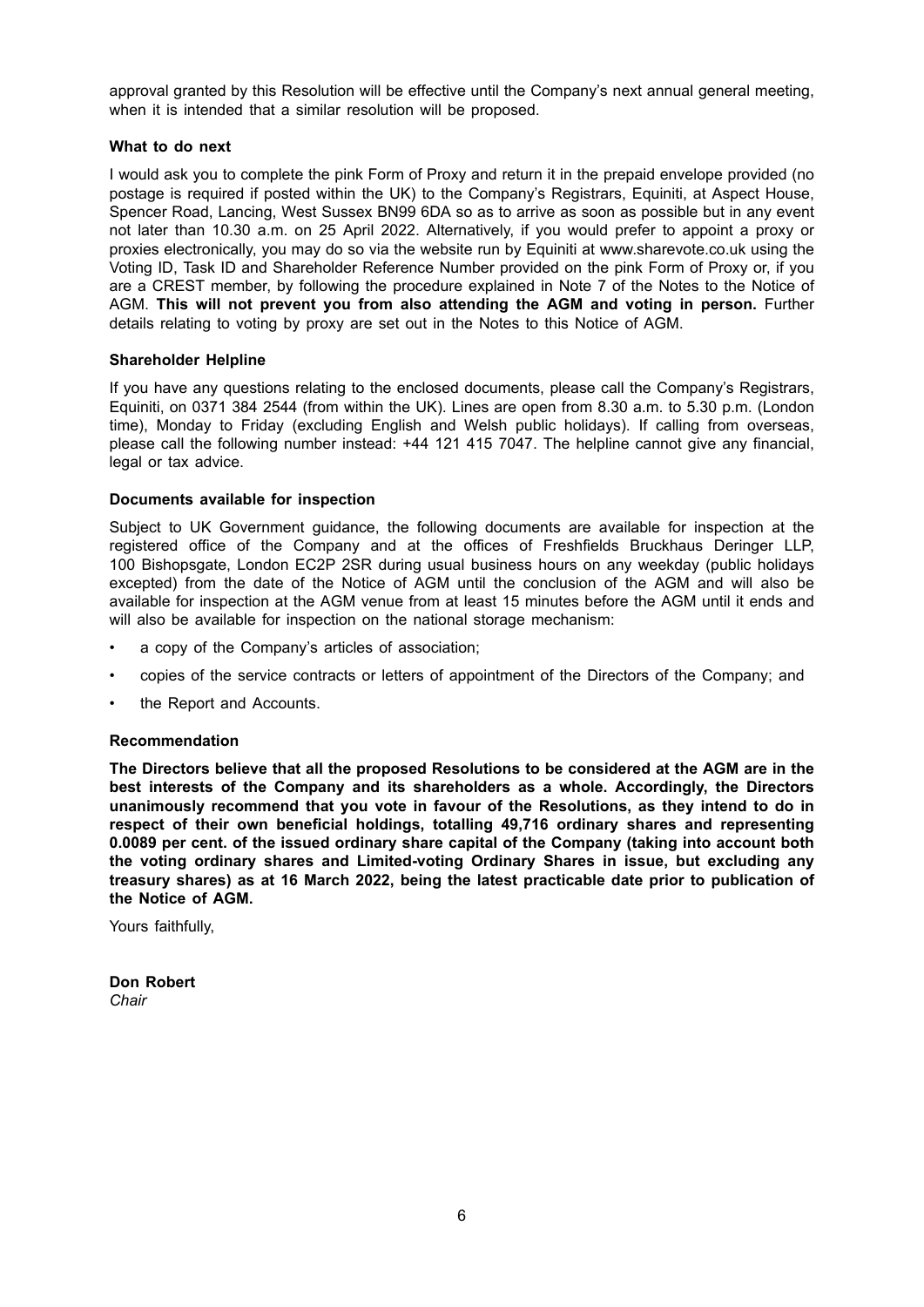approval granted by this Resolution will be effective until the Company's next annual general meeting, when it is intended that a similar resolution will be proposed.

### What to do next

I would ask you to complete the pink Form of Proxy and return it in the prepaid envelope provided (no postage is required if posted within the UK) to the Company's Registrars, Equiniti, at Aspect House, Spencer Road, Lancing, West Sussex BN99 6DA so as to arrive as soon as possible but in any event not later than 10.30 a.m. on 25 April 2022. Alternatively, if you would prefer to appoint a proxy or proxies electronically, you may do so via the website run by Equiniti at www.sharevote.co.uk using the Voting ID, Task ID and Shareholder Reference Number provided on the pink Form of Proxy or, if you are a CREST member, by following the procedure explained in Note 7 of the Notes to the Notice of AGM. **This will not prevent you from also attending the AGM and voting in person.** Further details relating to voting by proxy are set out in the Notes to this Notice of AGM.

### Shareholder Helpline

If you have any questions relating to the enclosed documents, please call the Company's Registrars, Equiniti, on 0371 384 2544 (from within the UK). Lines are open from 8.30 a.m. to 5.30 p.m. (London time), Monday to Friday (excluding English and Welsh public holidays). If calling from overseas, please call the following number instead: +44 121 415 7047. The helpline cannot give any financial, legal or tax advice.

### Documents available for inspection

Subject to UK Government guidance, the following documents are available for inspection at the registered office of the Company and at the offices of Freshfields Bruckhaus Deringer LLP, 100 Bishopsgate, London EC2P 2SR during usual business hours on any weekday (public holidays excepted) from the date of the Notice of AGM until the conclusion of the AGM and will also be available for inspection at the AGM venue from at least 15 minutes before the AGM until it ends and will also be available for inspection on the national storage mechanism:

- a copy of the Company's articles of association;
- copies of the service contracts or letters of appointment of the Directors of the Company; and
- the Report and Accounts.

### Recommendation

**The Directors believe that all the proposed Resolutions to be considered at the AGM are in the best interests of the Company and its shareholders as a whole. Accordingly, the Directors unanimously recommend that you vote in favour of the Resolutions, as they intend to do in respect of their own beneficial holdings, totalling 49,716 ordinary shares and representing 0.0089 per cent. of the issued ordinary share capital of the Company (taking into account both the voting ordinary shares and Limited-voting Ordinary Shares in issue, but excluding any treasury shares) as at 16 March 2022, being the latest practicable date prior to publication of the Notice of AGM.**

Yours faithfully,

**Don Robert**
*Chair*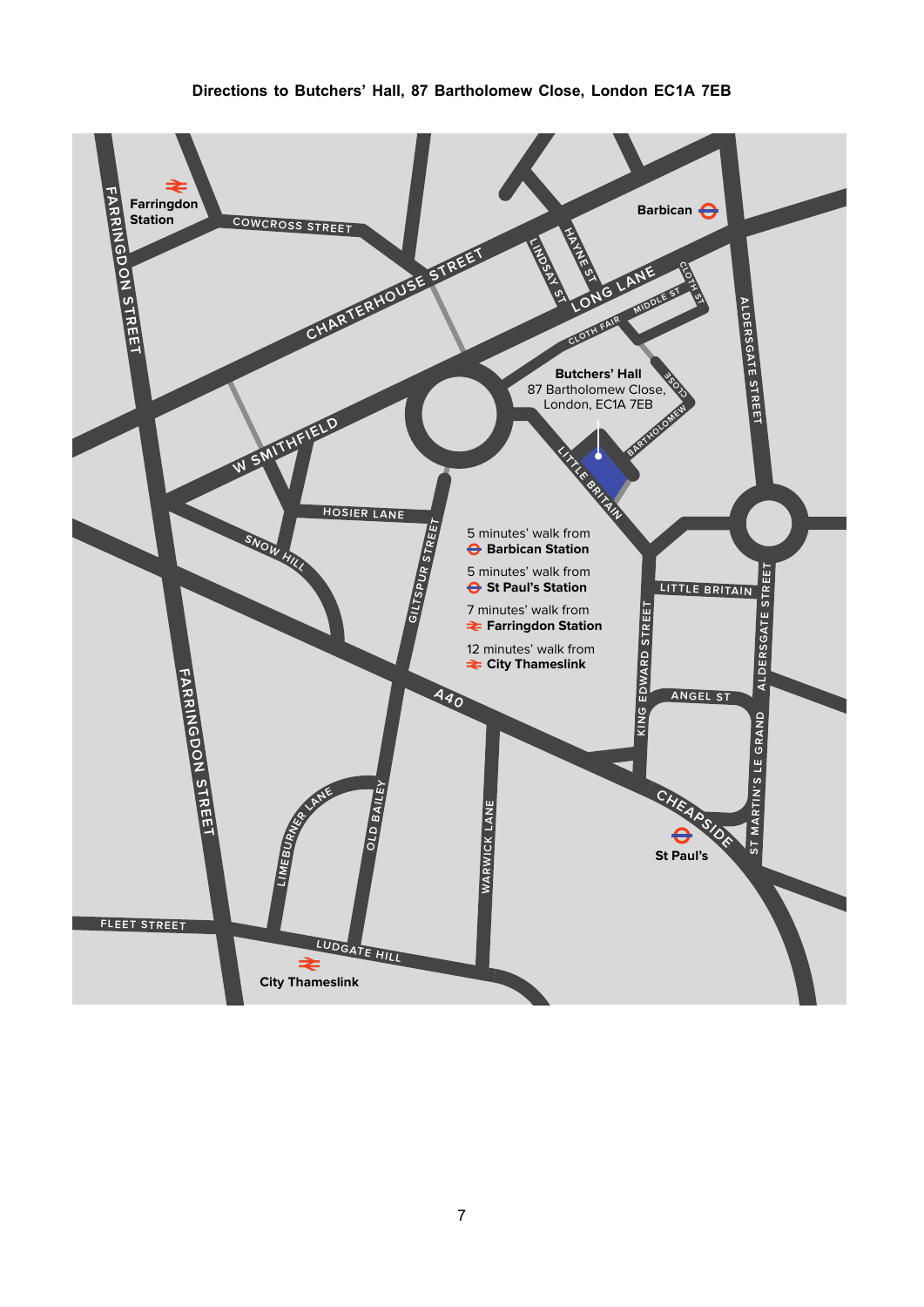**Directions to Butchers' Hall, 87 Bartholomew Close, London EC1A 7EB**

**Butchers' Hall**
87 Bartholomew Close,
London, EC1A 7EB

5 minutes' walk from
**Barbican Station**

5 minutes' walk from
**St Paul's Station**

7 minutes' walk from
**Farringdon Station**

12 minutes' walk from
**City Thameslink**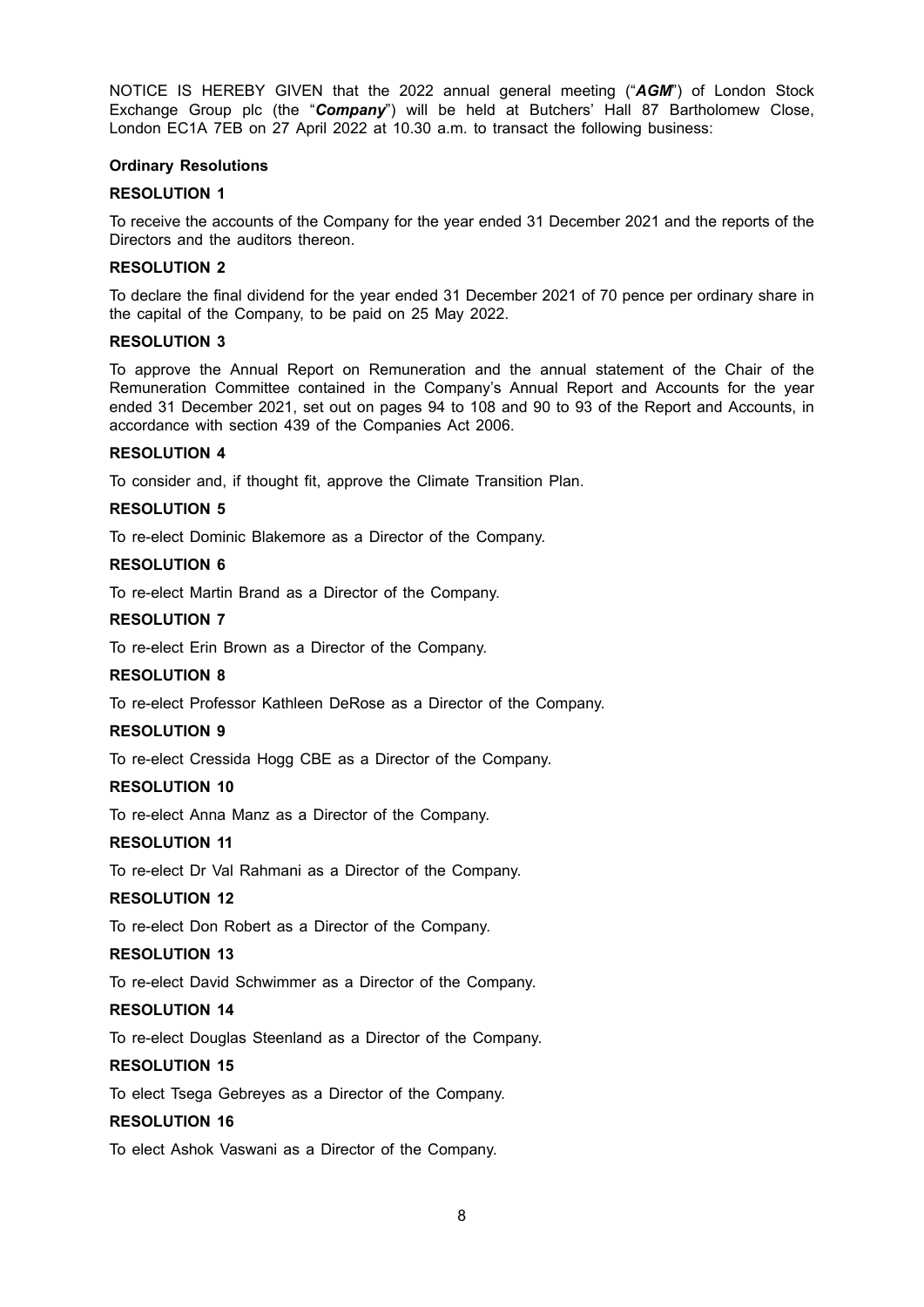NOTICE IS HEREBY GIVEN that the 2022 annual general meeting ("***AGM***") of London Stock Exchange Group plc (the "***Company***") will be held at Butchers' Hall 87 Bartholomew Close, London EC1A 7EB on 27 April 2022 at 10.30 a.m. to transact the following business:

**Ordinary Resolutions**

**RESOLUTION 1**

To receive the accounts of the Company for the year ended 31 December 2021 and the reports of the Directors and the auditors thereon.

**RESOLUTION 2**

To declare the final dividend for the year ended 31 December 2021 of 70 pence per ordinary share in the capital of the Company, to be paid on 25 May 2022.

**RESOLUTION 3**

To approve the Annual Report on Remuneration and the annual statement of the Chair of the Remuneration Committee contained in the Company's Annual Report and Accounts for the year ended 31 December 2021, set out on pages 94 to 108 and 90 to 93 of the Report and Accounts, in accordance with section 439 of the Companies Act 2006.

**RESOLUTION 4**

To consider and, if thought fit, approve the Climate Transition Plan.

**RESOLUTION 5**

To re-elect Dominic Blakemore as a Director of the Company.

**RESOLUTION 6**

To re-elect Martin Brand as a Director of the Company.

**RESOLUTION 7**

To re-elect Erin Brown as a Director of the Company.

**RESOLUTION 8**

To re-elect Professor Kathleen DeRose as a Director of the Company.

**RESOLUTION 9**

To re-elect Cressida Hogg CBE as a Director of the Company.

**RESOLUTION 10**

To re-elect Anna Manz as a Director of the Company.

**RESOLUTION 11**

To re-elect Dr Val Rahmani as a Director of the Company.

**RESOLUTION 12**

To re-elect Don Robert as a Director of the Company.

**RESOLUTION 13**

To re-elect David Schwimmer as a Director of the Company.

**RESOLUTION 14**

To re-elect Douglas Steenland as a Director of the Company.

**RESOLUTION 15**

To elect Tsega Gebreyes as a Director of the Company.

**RESOLUTION 16**

To elect Ashok Vaswani as a Director of the Company.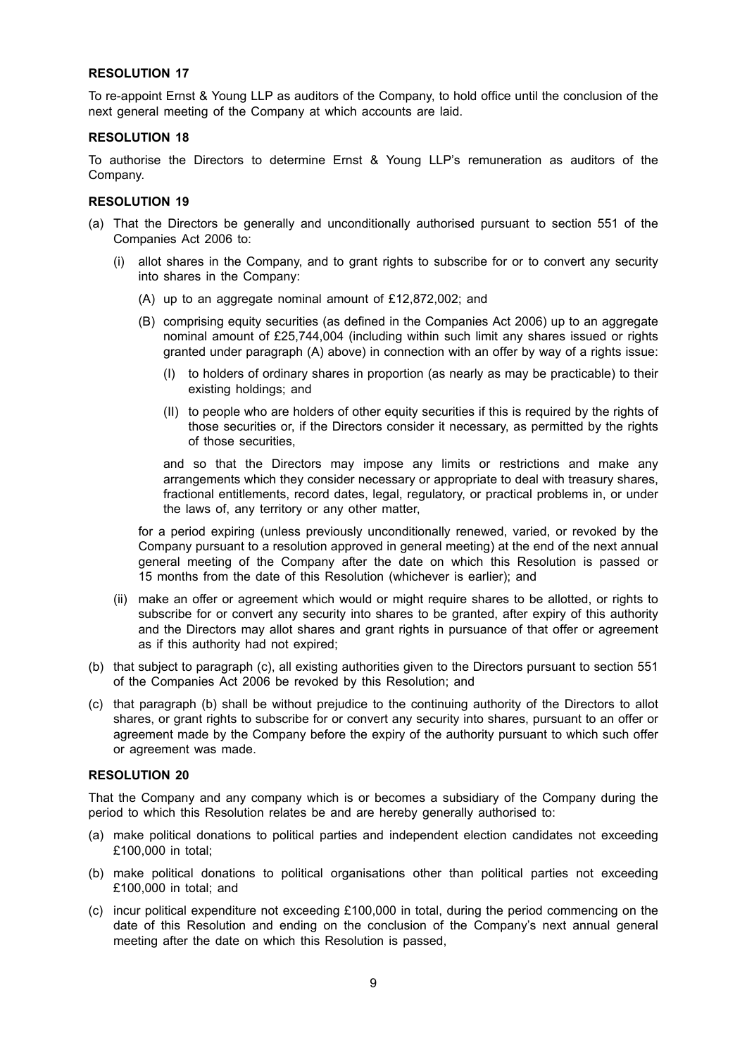**RESOLUTION 17**

To re-appoint Ernst & Young LLP as auditors of the Company, to hold office until the conclusion of the next general meeting of the Company at which accounts are laid.

**RESOLUTION 18**

To authorise the Directors to determine Ernst & Young LLP's remuneration as auditors of the Company.

**RESOLUTION 19**

(a) That the Directors be generally and unconditionally authorised pursuant to section 551 of the Companies Act 2006 to:

   (i) allot shares in the Company, and to grant rights to subscribe for or to convert any security into shares in the Company:

      (A) up to an aggregate nominal amount of £12,872,002; and

      (B) comprising equity securities (as defined in the Companies Act 2006) up to an aggregate nominal amount of £25,744,004 (including within such limit any shares issued or rights granted under paragraph (A) above) in connection with an offer by way of a rights issue:

         (I) to holders of ordinary shares in proportion (as nearly as may be practicable) to their existing holdings; and

         (II) to people who are holders of other equity securities if this is required by the rights of those securities or, if the Directors consider it necessary, as permitted by the rights of those securities,

      and so that the Directors may impose any limits or restrictions and make any arrangements which they consider necessary or appropriate to deal with treasury shares, fractional entitlements, record dates, legal, regulatory, or practical problems in, or under the laws of, any territory or any other matter,

   for a period expiring (unless previously unconditionally renewed, varied, or revoked by the Company pursuant to a resolution approved in general meeting) at the end of the next annual general meeting of the Company after the date on which this Resolution is passed or 15 months from the date of this Resolution (whichever is earlier); and

   (ii) make an offer or agreement which would or might require shares to be allotted, or rights to subscribe for or convert any security into shares to be granted, after expiry of this authority and the Directors may allot shares and grant rights in pursuance of that offer or agreement as if this authority had not expired;

(b) that subject to paragraph (c), all existing authorities given to the Directors pursuant to section 551 of the Companies Act 2006 be revoked by this Resolution; and

(c) that paragraph (b) shall be without prejudice to the continuing authority of the Directors to allot shares, or grant rights to subscribe for or convert any security into shares, pursuant to an offer or agreement made by the Company before the expiry of the authority pursuant to which such offer or agreement was made.

**RESOLUTION 20**

That the Company and any company which is or becomes a subsidiary of the Company during the period to which this Resolution relates be and are hereby generally authorised to:

(a) make political donations to political parties and independent election candidates not exceeding £100,000 in total;

(b) make political donations to political organisations other than political parties not exceeding £100,000 in total; and

(c) incur political expenditure not exceeding £100,000 in total, during the period commencing on the date of this Resolution and ending on the conclusion of the Company's next annual general meeting after the date on which this Resolution is passed,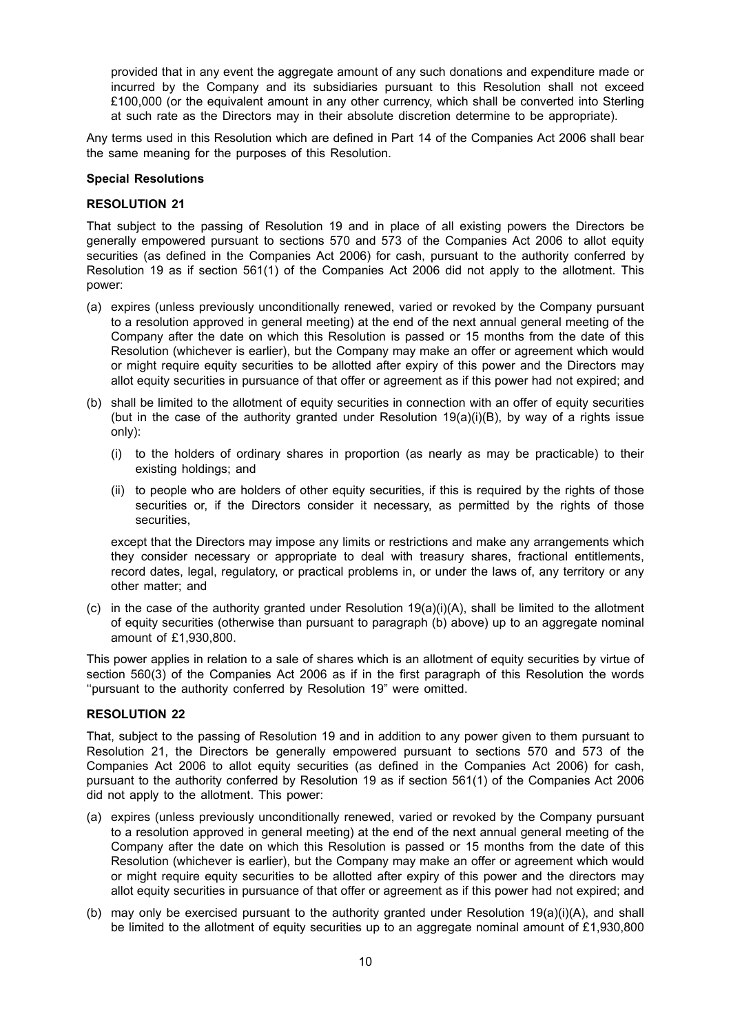provided that in any event the aggregate amount of any such donations and expenditure made or incurred by the Company and its subsidiaries pursuant to this Resolution shall not exceed £100,000 (or the equivalent amount in any other currency, which shall be converted into Sterling at such rate as the Directors may in their absolute discretion determine to be appropriate).

Any terms used in this Resolution which are defined in Part 14 of the Companies Act 2006 shall bear the same meaning for the purposes of this Resolution.

**Special Resolutions**

**RESOLUTION 21**

That subject to the passing of Resolution 19 and in place of all existing powers the Directors be generally empowered pursuant to sections 570 and 573 of the Companies Act 2006 to allot equity securities (as defined in the Companies Act 2006) for cash, pursuant to the authority conferred by Resolution 19 as if section 561(1) of the Companies Act 2006 did not apply to the allotment. This power:

(a) expires (unless previously unconditionally renewed, varied or revoked by the Company pursuant to a resolution approved in general meeting) at the end of the next annual general meeting of the Company after the date on which this Resolution is passed or 15 months from the date of this Resolution (whichever is earlier), but the Company may make an offer or agreement which would or might require equity securities to be allotted after expiry of this power and the Directors may allot equity securities in pursuance of that offer or agreement as if this power had not expired; and

(b) shall be limited to the allotment of equity securities in connection with an offer of equity securities (but in the case of the authority granted under Resolution 19(a)(i)(B), by way of a rights issue only):

   (i) to the holders of ordinary shares in proportion (as nearly as may be practicable) to their existing holdings; and

   (ii) to people who are holders of other equity securities, if this is required by the rights of those securities or, if the Directors consider it necessary, as permitted by the rights of those securities,

   except that the Directors may impose any limits or restrictions and make any arrangements which they consider necessary or appropriate to deal with treasury shares, fractional entitlements, record dates, legal, regulatory, or practical problems in, or under the laws of, any territory or any other matter; and

(c) in the case of the authority granted under Resolution 19(a)(i)(A), shall be limited to the allotment of equity securities (otherwise than pursuant to paragraph (b) above) up to an aggregate nominal amount of £1,930,800.

This power applies in relation to a sale of shares which is an allotment of equity securities by virtue of section 560(3) of the Companies Act 2006 as if in the first paragraph of this Resolution the words ''pursuant to the authority conferred by Resolution 19" were omitted.

**RESOLUTION 22**

That, subject to the passing of Resolution 19 and in addition to any power given to them pursuant to Resolution 21, the Directors be generally empowered pursuant to sections 570 and 573 of the Companies Act 2006 to allot equity securities (as defined in the Companies Act 2006) for cash, pursuant to the authority conferred by Resolution 19 as if section 561(1) of the Companies Act 2006 did not apply to the allotment. This power:

(a) expires (unless previously unconditionally renewed, varied or revoked by the Company pursuant to a resolution approved in general meeting) at the end of the next annual general meeting of the Company after the date on which this Resolution is passed or 15 months from the date of this Resolution (whichever is earlier), but the Company may make an offer or agreement which would or might require equity securities to be allotted after expiry of this power and the directors may allot equity securities in pursuance of that offer or agreement as if this power had not expired; and

(b) may only be exercised pursuant to the authority granted under Resolution 19(a)(i)(A), and shall be limited to the allotment of equity securities up to an aggregate nominal amount of £1,930,800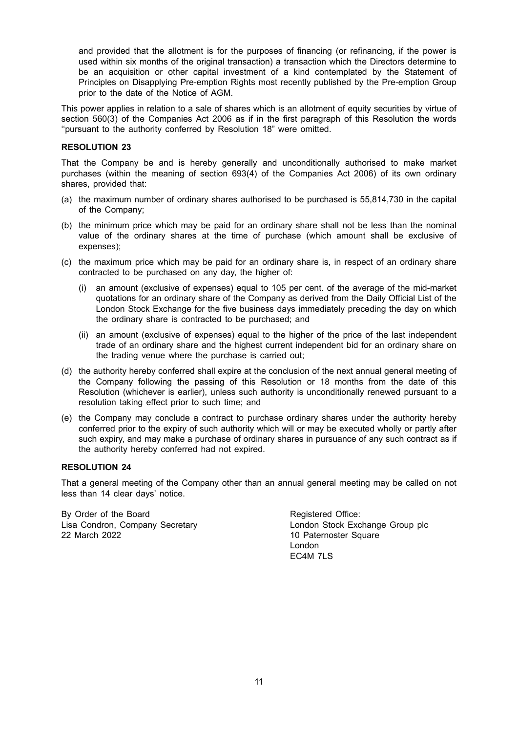and provided that the allotment is for the purposes of financing (or refinancing, if the power is used within six months of the original transaction) a transaction which the Directors determine to be an acquisition or other capital investment of a kind contemplated by the Statement of Principles on Disapplying Pre-emption Rights most recently published by the Pre-emption Group prior to the date of the Notice of AGM.

This power applies in relation to a sale of shares which is an allotment of equity securities by virtue of section 560(3) of the Companies Act 2006 as if in the first paragraph of this Resolution the words ''pursuant to the authority conferred by Resolution 18" were omitted.

**RESOLUTION 23**

That the Company be and is hereby generally and unconditionally authorised to make market purchases (within the meaning of section 693(4) of the Companies Act 2006) of its own ordinary shares, provided that:

(a) the maximum number of ordinary shares authorised to be purchased is 55,814,730 in the capital of the Company;

(b) the minimum price which may be paid for an ordinary share shall not be less than the nominal value of the ordinary shares at the time of purchase (which amount shall be exclusive of expenses);

(c) the maximum price which may be paid for an ordinary share is, in respect of an ordinary share contracted to be purchased on any day, the higher of:

  (i) an amount (exclusive of expenses) equal to 105 per cent. of the average of the mid-market quotations for an ordinary share of the Company as derived from the Daily Official List of the London Stock Exchange for the five business days immediately preceding the day on which the ordinary share is contracted to be purchased; and

  (ii) an amount (exclusive of expenses) equal to the higher of the price of the last independent trade of an ordinary share and the highest current independent bid for an ordinary share on the trading venue where the purchase is carried out;

(d) the authority hereby conferred shall expire at the conclusion of the next annual general meeting of the Company following the passing of this Resolution or 18 months from the date of this Resolution (whichever is earlier), unless such authority is unconditionally renewed pursuant to a resolution taking effect prior to such time; and

(e) the Company may conclude a contract to purchase ordinary shares under the authority hereby conferred prior to the expiry of such authority which will or may be executed wholly or partly after such expiry, and may make a purchase of ordinary shares in pursuance of any such contract as if the authority hereby conferred had not expired.

**RESOLUTION 24**

That a general meeting of the Company other than an annual general meeting may be called on not less than 14 clear days' notice.

By Order of the Board
Lisa Condron, Company Secretary
22 March 2022

Registered Office:
London Stock Exchange Group plc
10 Paternoster Square
London
EC4M 7LS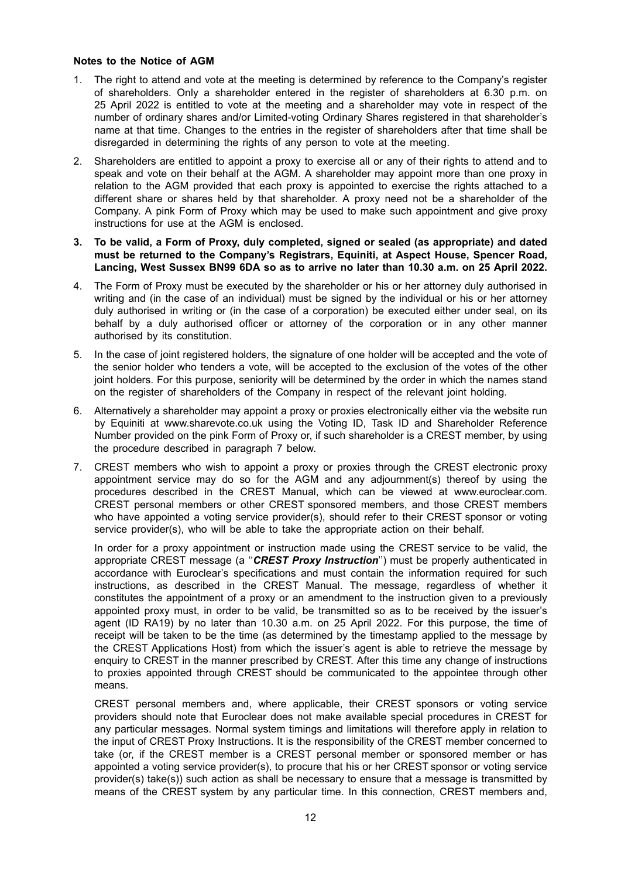**Notes to the Notice of AGM**

1. The right to attend and vote at the meeting is determined by reference to the Company's register of shareholders. Only a shareholder entered in the register of shareholders at 6.30 p.m. on 25 April 2022 is entitled to vote at the meeting and a shareholder may vote in respect of the number of ordinary shares and/or Limited-voting Ordinary Shares registered in that shareholder's name at that time. Changes to the entries in the register of shareholders after that time shall be disregarded in determining the rights of any person to vote at the meeting.

2. Shareholders are entitled to appoint a proxy to exercise all or any of their rights to attend and to speak and vote on their behalf at the AGM. A shareholder may appoint more than one proxy in relation to the AGM provided that each proxy is appointed to exercise the rights attached to a different share or shares held by that shareholder. A proxy need not be a shareholder of the Company. A pink Form of Proxy which may be used to make such appointment and give proxy instructions for use at the AGM is enclosed.

3. **To be valid, a Form of Proxy, duly completed, signed or sealed (as appropriate) and dated must be returned to the Company's Registrars, Equiniti, at Aspect House, Spencer Road, Lancing, West Sussex BN99 6DA so as to arrive no later than 10.30 a.m. on 25 April 2022.**

4. The Form of Proxy must be executed by the shareholder or his or her attorney duly authorised in writing and (in the case of an individual) must be signed by the individual or his or her attorney duly authorised in writing or (in the case of a corporation) be executed either under seal, on its behalf by a duly authorised officer or attorney of the corporation or in any other manner authorised by its constitution.

5. In the case of joint registered holders, the signature of one holder will be accepted and the vote of the senior holder who tenders a vote, will be accepted to the exclusion of the votes of the other joint holders. For this purpose, seniority will be determined by the order in which the names stand on the register of shareholders of the Company in respect of the relevant joint holding.

6. Alternatively a shareholder may appoint a proxy or proxies electronically either via the website run by Equiniti at www.sharevote.co.uk using the Voting ID, Task ID and Shareholder Reference Number provided on the pink Form of Proxy or, if such shareholder is a CREST member, by using the procedure described in paragraph 7 below.

7. CREST members who wish to appoint a proxy or proxies through the CREST electronic proxy appointment service may do so for the AGM and any adjournment(s) thereof by using the procedures described in the CREST Manual, which can be viewed at www.euroclear.com. CREST personal members or other CREST sponsored members, and those CREST members who have appointed a voting service provider(s), should refer to their CREST sponsor or voting service provider(s), who will be able to take the appropriate action on their behalf.

   In order for a proxy appointment or instruction made using the CREST service to be valid, the appropriate CREST message (a ''***CREST Proxy Instruction***'') must be properly authenticated in accordance with Euroclear's specifications and must contain the information required for such instructions, as described in the CREST Manual. The message, regardless of whether it constitutes the appointment of a proxy or an amendment to the instruction given to a previously appointed proxy must, in order to be valid, be transmitted so as to be received by the issuer's agent (ID RA19) by no later than 10.30 a.m. on 25 April 2022. For this purpose, the time of receipt will be taken to be the time (as determined by the timestamp applied to the message by the CREST Applications Host) from which the issuer's agent is able to retrieve the message by enquiry to CREST in the manner prescribed by CREST. After this time any change of instructions to proxies appointed through CREST should be communicated to the appointee through other means.

   CREST personal members and, where applicable, their CREST sponsors or voting service providers should note that Euroclear does not make available special procedures in CREST for any particular messages. Normal system timings and limitations will therefore apply in relation to the input of CREST Proxy Instructions. It is the responsibility of the CREST member concerned to take (or, if the CREST member is a CREST personal member or sponsored member or has appointed a voting service provider(s), to procure that his or her CREST sponsor or voting service provider(s) take(s)) such action as shall be necessary to ensure that a message is transmitted by means of the CREST system by any particular time. In this connection, CREST members and,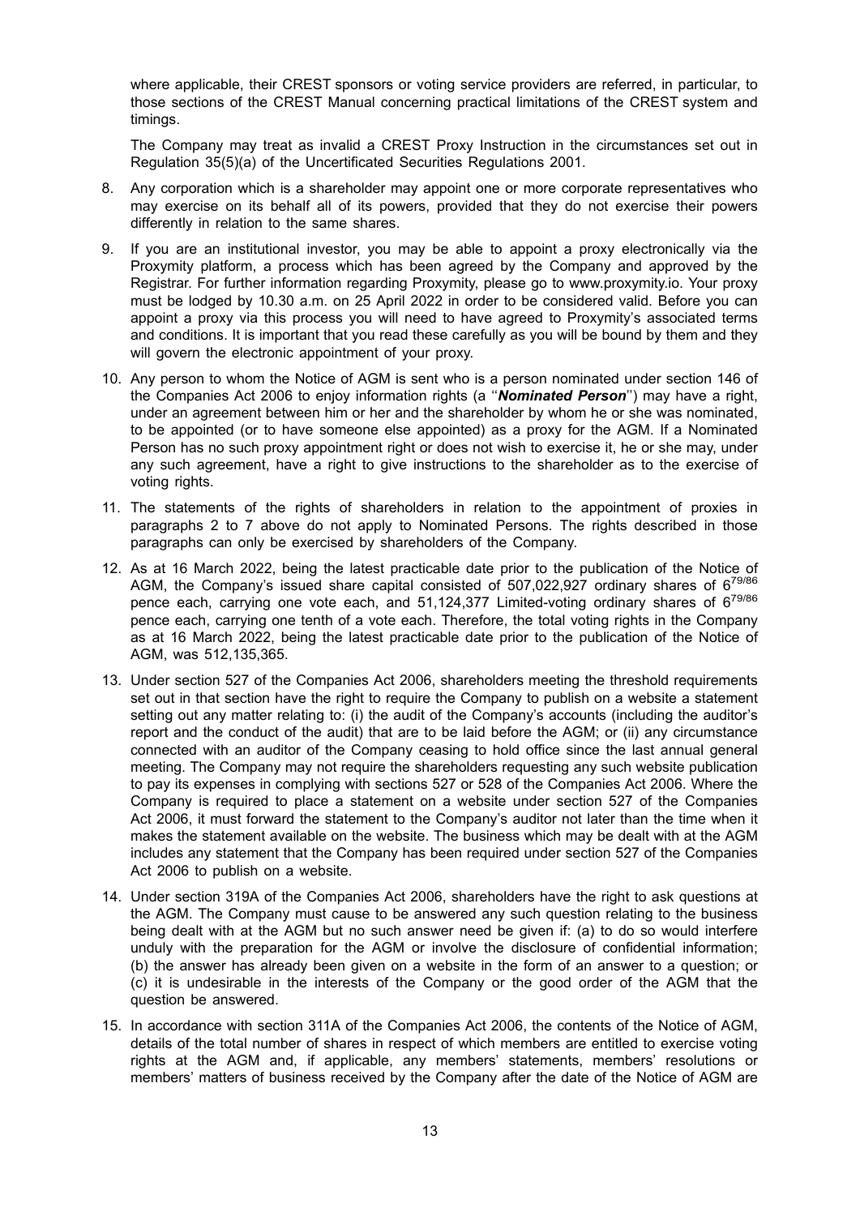where applicable, their CREST sponsors or voting service providers are referred, in particular, to those sections of the CREST Manual concerning practical limitations of the CREST system and timings.

The Company may treat as invalid a CREST Proxy Instruction in the circumstances set out in Regulation 35(5)(a) of the Uncertificated Securities Regulations 2001.

8. Any corporation which is a shareholder may appoint one or more corporate representatives who may exercise on its behalf all of its powers, provided that they do not exercise their powers differently in relation to the same shares.

9. If you are an institutional investor, you may be able to appoint a proxy electronically via the Proxymity platform, a process which has been agreed by the Company and approved by the Registrar. For further information regarding Proxymity, please go to www.proxymity.io. Your proxy must be lodged by 10.30 a.m. on 25 April 2022 in order to be considered valid. Before you can appoint a proxy via this process you will need to have agreed to Proxymity's associated terms and conditions. It is important that you read these carefully as you will be bound by them and they will govern the electronic appointment of your proxy.

10. Any person to whom the Notice of AGM is sent who is a person nominated under section 146 of the Companies Act 2006 to enjoy information rights (a ''***Nominated Person***'') may have a right, under an agreement between him or her and the shareholder by whom he or she was nominated, to be appointed (or to have someone else appointed) as a proxy for the AGM. If a Nominated Person has no such proxy appointment right or does not wish to exercise it, he or she may, under any such agreement, have a right to give instructions to the shareholder as to the exercise of voting rights.

11. The statements of the rights of shareholders in relation to the appointment of proxies in paragraphs 2 to 7 above do not apply to Nominated Persons. The rights described in those paragraphs can only be exercised by shareholders of the Company.

12. As at 16 March 2022, being the latest practicable date prior to the publication of the Notice of AGM, the Company's issued share capital consisted of 507,022,927 ordinary shares of $6^{79/86}$ pence each, carrying one vote each, and 51,124,377 Limited-voting ordinary shares of $6^{79/86}$ pence each, carrying one tenth of a vote each. Therefore, the total voting rights in the Company as at 16 March 2022, being the latest practicable date prior to the publication of the Notice of AGM, was 512,135,365.

13. Under section 527 of the Companies Act 2006, shareholders meeting the threshold requirements set out in that section have the right to require the Company to publish on a website a statement setting out any matter relating to: (i) the audit of the Company's accounts (including the auditor's report and the conduct of the audit) that are to be laid before the AGM; or (ii) any circumstance connected with an auditor of the Company ceasing to hold office since the last annual general meeting. The Company may not require the shareholders requesting any such website publication to pay its expenses in complying with sections 527 or 528 of the Companies Act 2006. Where the Company is required to place a statement on a website under section 527 of the Companies Act 2006, it must forward the statement to the Company's auditor not later than the time when it makes the statement available on the website. The business which may be dealt with at the AGM includes any statement that the Company has been required under section 527 of the Companies Act 2006 to publish on a website.

14. Under section 319A of the Companies Act 2006, shareholders have the right to ask questions at the AGM. The Company must cause to be answered any such question relating to the business being dealt with at the AGM but no such answer need be given if: (a) to do so would interfere unduly with the preparation for the AGM or involve the disclosure of confidential information; (b) the answer has already been given on a website in the form of an answer to a question; or (c) it is undesirable in the interests of the Company or the good order of the AGM that the question be answered.

15. In accordance with section 311A of the Companies Act 2006, the contents of the Notice of AGM, details of the total number of shares in respect of which members are entitled to exercise voting rights at the AGM and, if applicable, any members' statements, members' resolutions or members' matters of business received by the Company after the date of the Notice of AGM are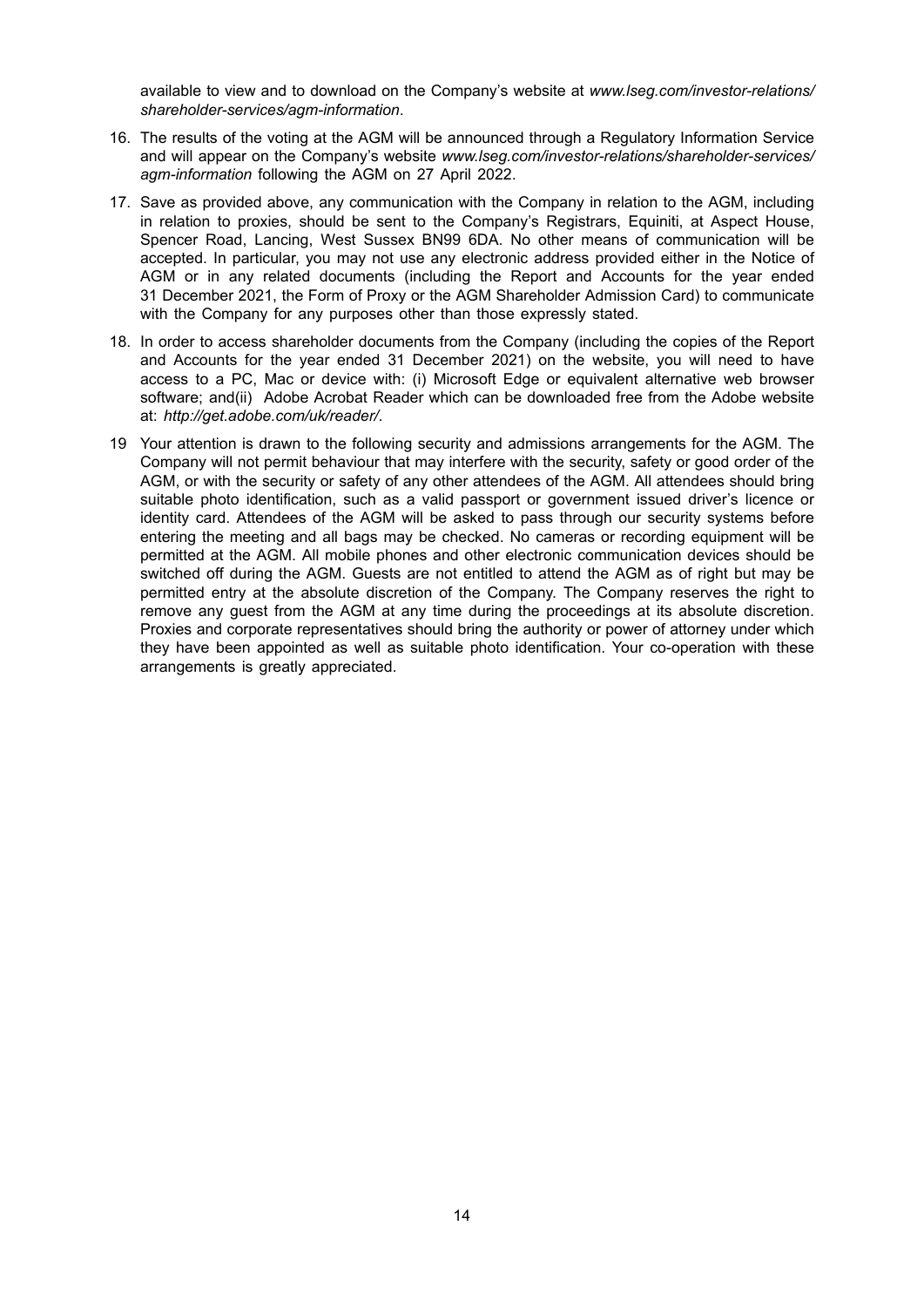available to view and to download on the Company's website at *www.lseg.com/investor-relations/shareholder-services/agm-information*.

16. The results of the voting at the AGM will be announced through a Regulatory Information Service and will appear on the Company's website *www.lseg.com/investor-relations/shareholder-services/agm-information* following the AGM on 27 April 2022.

17. Save as provided above, any communication with the Company in relation to the AGM, including in relation to proxies, should be sent to the Company's Registrars, Equiniti, at Aspect House, Spencer Road, Lancing, West Sussex BN99 6DA. No other means of communication will be accepted. In particular, you may not use any electronic address provided either in the Notice of AGM or in any related documents (including the Report and Accounts for the year ended 31 December 2021, the Form of Proxy or the AGM Shareholder Admission Card) to communicate with the Company for any purposes other than those expressly stated.

18. In order to access shareholder documents from the Company (including the copies of the Report and Accounts for the year ended 31 December 2021) on the website, you will need to have access to a PC, Mac or device with: (i) Microsoft Edge or equivalent alternative web browser software; and(ii) Adobe Acrobat Reader which can be downloaded free from the Adobe website at: *http://get.adobe.com/uk/reader/*.

19 Your attention is drawn to the following security and admissions arrangements for the AGM. The Company will not permit behaviour that may interfere with the security, safety or good order of the AGM, or with the security or safety of any other attendees of the AGM. All attendees should bring suitable photo identification, such as a valid passport or government issued driver's licence or identity card. Attendees of the AGM will be asked to pass through our security systems before entering the meeting and all bags may be checked. No cameras or recording equipment will be permitted at the AGM. All mobile phones and other electronic communication devices should be switched off during the AGM. Guests are not entitled to attend the AGM as of right but may be permitted entry at the absolute discretion of the Company. The Company reserves the right to remove any guest from the AGM at any time during the proceedings at its absolute discretion. Proxies and corporate representatives should bring the authority or power of attorney under which they have been appointed as well as suitable photo identification. Your co-operation with these arrangements is greatly appreciated.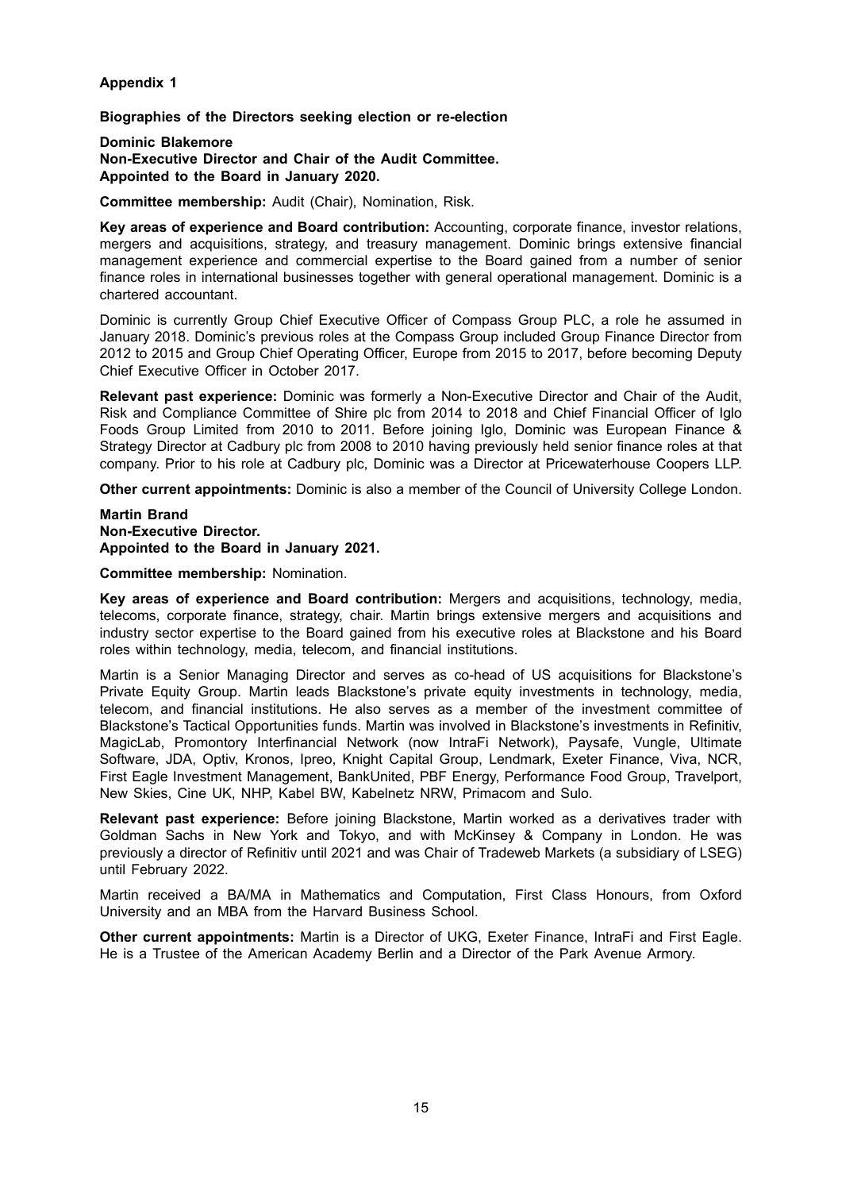## Appendix 1

### Biographies of the Directors seeking election or re-election

**Dominic Blakemore**
**Non-Executive Director and Chair of the Audit Committee.**
**Appointed to the Board in January 2020.**

**Committee membership:** Audit (Chair), Nomination, Risk.

**Key areas of experience and Board contribution:** Accounting, corporate finance, investor relations, mergers and acquisitions, strategy, and treasury management. Dominic brings extensive financial management experience and commercial expertise to the Board gained from a number of senior finance roles in international businesses together with general operational management. Dominic is a chartered accountant.

Dominic is currently Group Chief Executive Officer of Compass Group PLC, a role he assumed in January 2018. Dominic's previous roles at the Compass Group included Group Finance Director from 2012 to 2015 and Group Chief Operating Officer, Europe from 2015 to 2017, before becoming Deputy Chief Executive Officer in October 2017.

**Relevant past experience:** Dominic was formerly a Non-Executive Director and Chair of the Audit, Risk and Compliance Committee of Shire plc from 2014 to 2018 and Chief Financial Officer of Iglo Foods Group Limited from 2010 to 2011. Before joining Iglo, Dominic was European Finance & Strategy Director at Cadbury plc from 2008 to 2010 having previously held senior finance roles at that company. Prior to his role at Cadbury plc, Dominic was a Director at Pricewaterhouse Coopers LLP.

**Other current appointments:** Dominic is also a member of the Council of University College London.

**Martin Brand**
**Non-Executive Director.**
**Appointed to the Board in January 2021.**

**Committee membership:** Nomination.

**Key areas of experience and Board contribution:** Mergers and acquisitions, technology, media, telecoms, corporate finance, strategy, chair. Martin brings extensive mergers and acquisitions and industry sector expertise to the Board gained from his executive roles at Blackstone and his Board roles within technology, media, telecom, and financial institutions.

Martin is a Senior Managing Director and serves as co-head of US acquisitions for Blackstone's Private Equity Group. Martin leads Blackstone's private equity investments in technology, media, telecom, and financial institutions. He also serves as a member of the investment committee of Blackstone's Tactical Opportunities funds. Martin was involved in Blackstone's investments in Refinitiv, MagicLab, Promontory Interfinancial Network (now IntraFi Network), Paysafe, Vungle, Ultimate Software, JDA, Optiv, Kronos, Ipreo, Knight Capital Group, Lendmark, Exeter Finance, Viva, NCR, First Eagle Investment Management, BankUnited, PBF Energy, Performance Food Group, Travelport, New Skies, Cine UK, NHP, Kabel BW, Kabelnetz NRW, Primacom and Sulo.

**Relevant past experience:** Before joining Blackstone, Martin worked as a derivatives trader with Goldman Sachs in New York and Tokyo, and with McKinsey & Company in London. He was previously a director of Refinitiv until 2021 and was Chair of Tradeweb Markets (a subsidiary of LSEG) until February 2022.

Martin received a BA/MA in Mathematics and Computation, First Class Honours, from Oxford University and an MBA from the Harvard Business School.

**Other current appointments:** Martin is a Director of UKG, Exeter Finance, IntraFi and First Eagle. He is a Trustee of the American Academy Berlin and a Director of the Park Avenue Armory.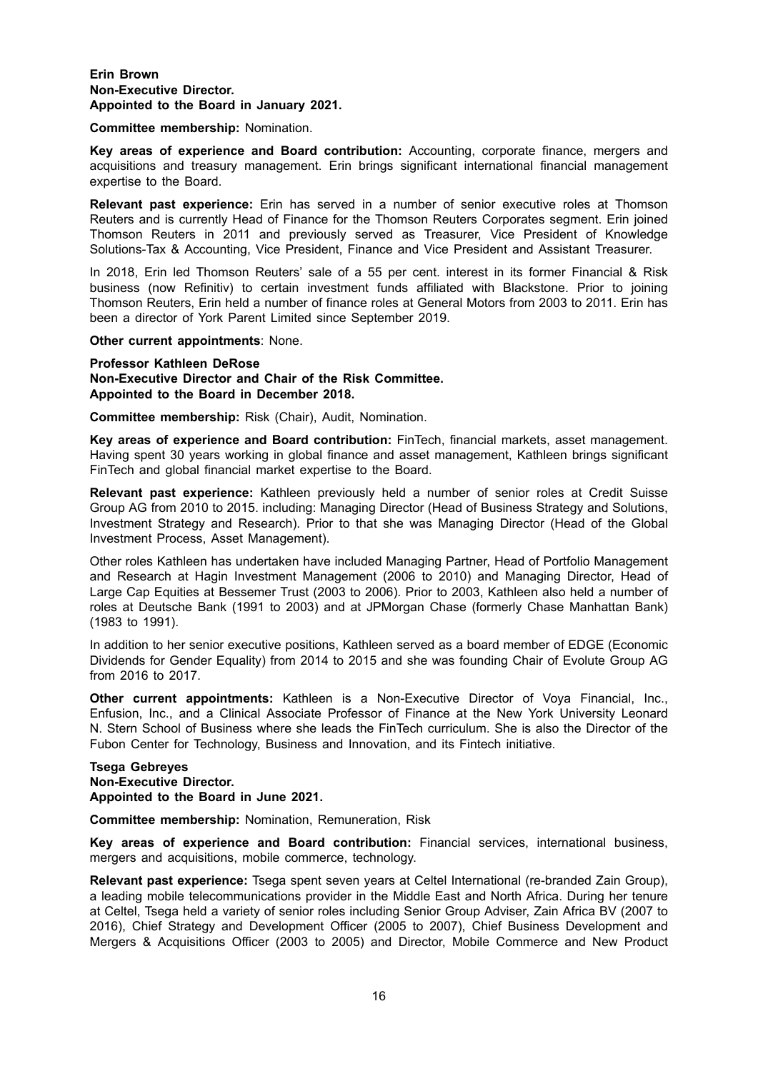**Erin Brown**
**Non-Executive Director.**
**Appointed to the Board in January 2021.**

**Committee membership:** Nomination.

**Key areas of experience and Board contribution:** Accounting, corporate finance, mergers and acquisitions and treasury management. Erin brings significant international financial management expertise to the Board.

**Relevant past experience:** Erin has served in a number of senior executive roles at Thomson Reuters and is currently Head of Finance for the Thomson Reuters Corporates segment. Erin joined Thomson Reuters in 2011 and previously served as Treasurer, Vice President of Knowledge Solutions-Tax & Accounting, Vice President, Finance and Vice President and Assistant Treasurer.

In 2018, Erin led Thomson Reuters' sale of a 55 per cent. interest in its former Financial & Risk business (now Refinitiv) to certain investment funds affiliated with Blackstone. Prior to joining Thomson Reuters, Erin held a number of finance roles at General Motors from 2003 to 2011. Erin has been a director of York Parent Limited since September 2019.

**Other current appointments**: None.

**Professor Kathleen DeRose**
**Non-Executive Director and Chair of the Risk Committee.**
**Appointed to the Board in December 2018.**

**Committee membership:** Risk (Chair), Audit, Nomination.

**Key areas of experience and Board contribution:** FinTech, financial markets, asset management. Having spent 30 years working in global finance and asset management, Kathleen brings significant FinTech and global financial market expertise to the Board.

**Relevant past experience:** Kathleen previously held a number of senior roles at Credit Suisse Group AG from 2010 to 2015. including: Managing Director (Head of Business Strategy and Solutions, Investment Strategy and Research). Prior to that she was Managing Director (Head of the Global Investment Process, Asset Management).

Other roles Kathleen has undertaken have included Managing Partner, Head of Portfolio Management and Research at Hagin Investment Management (2006 to 2010) and Managing Director, Head of Large Cap Equities at Bessemer Trust (2003 to 2006). Prior to 2003, Kathleen also held a number of roles at Deutsche Bank (1991 to 2003) and at JPMorgan Chase (formerly Chase Manhattan Bank) (1983 to 1991).

In addition to her senior executive positions, Kathleen served as a board member of EDGE (Economic Dividends for Gender Equality) from 2014 to 2015 and she was founding Chair of Evolute Group AG from 2016 to 2017.

**Other current appointments:** Kathleen is a Non-Executive Director of Voya Financial, Inc., Enfusion, Inc., and a Clinical Associate Professor of Finance at the New York University Leonard N. Stern School of Business where she leads the FinTech curriculum. She is also the Director of the Fubon Center for Technology, Business and Innovation, and its Fintech initiative.

**Tsega Gebreyes**
**Non-Executive Director.**
**Appointed to the Board in June 2021.**

**Committee membership:** Nomination, Remuneration, Risk

**Key areas of experience and Board contribution:** Financial services, international business, mergers and acquisitions, mobile commerce, technology.

**Relevant past experience:** Tsega spent seven years at Celtel International (re-branded Zain Group), a leading mobile telecommunications provider in the Middle East and North Africa. During her tenure at Celtel, Tsega held a variety of senior roles including Senior Group Adviser, Zain Africa BV (2007 to 2016), Chief Strategy and Development Officer (2005 to 2007), Chief Business Development and Mergers & Acquisitions Officer (2003 to 2005) and Director, Mobile Commerce and New Product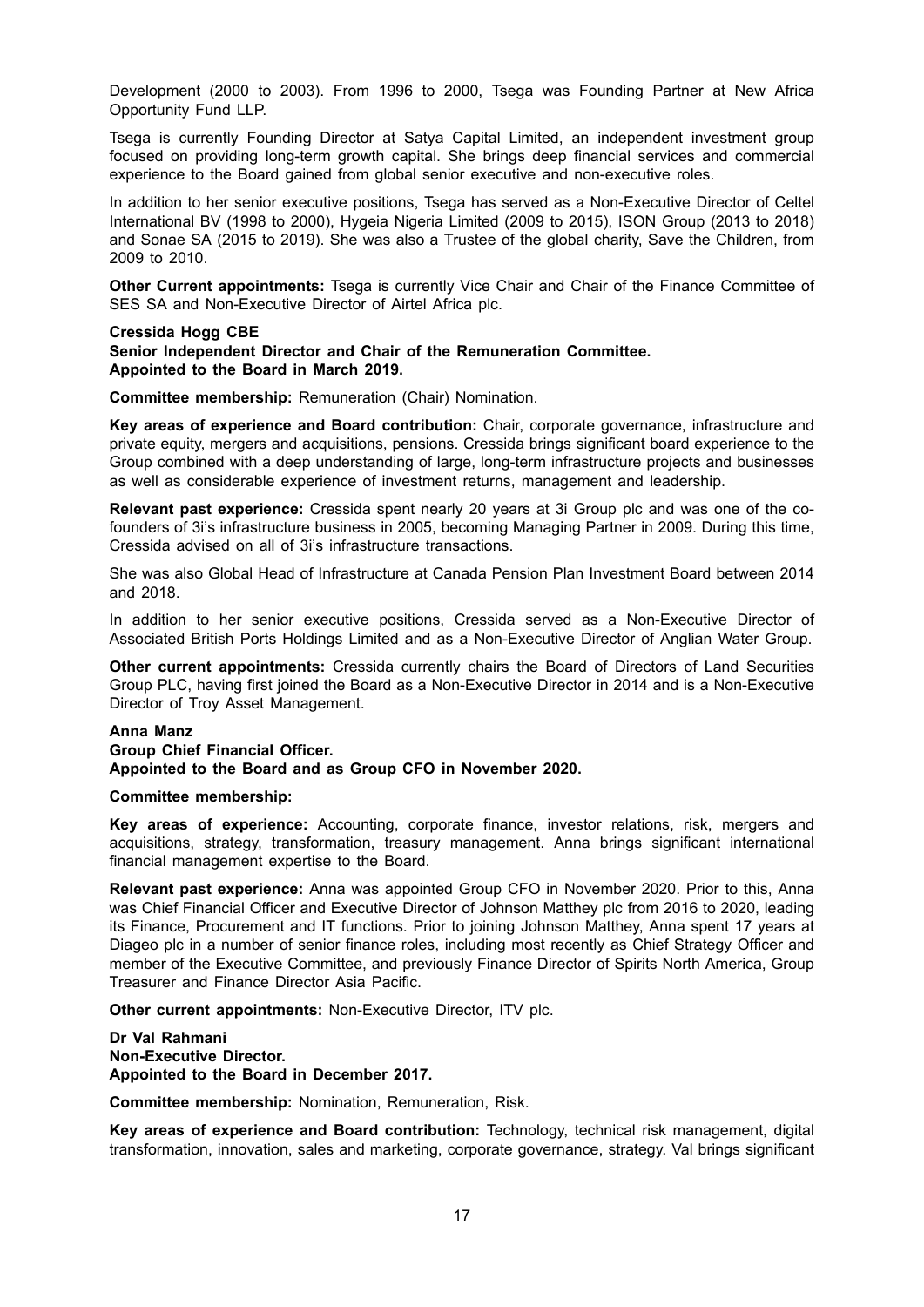Development (2000 to 2003). From 1996 to 2000, Tsega was Founding Partner at New Africa Opportunity Fund LLP.

Tsega is currently Founding Director at Satya Capital Limited, an independent investment group focused on providing long-term growth capital. She brings deep financial services and commercial experience to the Board gained from global senior executive and non-executive roles.

In addition to her senior executive positions, Tsega has served as a Non-Executive Director of Celtel International BV (1998 to 2000), Hygeia Nigeria Limited (2009 to 2015), ISON Group (2013 to 2018) and Sonae SA (2015 to 2019). She was also a Trustee of the global charity, Save the Children, from 2009 to 2010.

**Other Current appointments:** Tsega is currently Vice Chair and Chair of the Finance Committee of SES SA and Non-Executive Director of Airtel Africa plc.

**Cressida Hogg CBE**
**Senior Independent Director and Chair of the Remuneration Committee.**
**Appointed to the Board in March 2019.**

**Committee membership:** Remuneration (Chair) Nomination.

**Key areas of experience and Board contribution:** Chair, corporate governance, infrastructure and private equity, mergers and acquisitions, pensions. Cressida brings significant board experience to the Group combined with a deep understanding of large, long-term infrastructure projects and businesses as well as considerable experience of investment returns, management and leadership.

**Relevant past experience:** Cressida spent nearly 20 years at 3i Group plc and was one of the co-founders of 3i's infrastructure business in 2005, becoming Managing Partner in 2009. During this time, Cressida advised on all of 3i's infrastructure transactions.

She was also Global Head of Infrastructure at Canada Pension Plan Investment Board between 2014 and 2018.

In addition to her senior executive positions, Cressida served as a Non-Executive Director of Associated British Ports Holdings Limited and as a Non-Executive Director of Anglian Water Group.

**Other current appointments:** Cressida currently chairs the Board of Directors of Land Securities Group PLC, having first joined the Board as a Non-Executive Director in 2014 and is a Non-Executive Director of Troy Asset Management.

**Anna Manz**
**Group Chief Financial Officer.**
**Appointed to the Board and as Group CFO in November 2020.**

**Committee membership:**

**Key areas of experience:** Accounting, corporate finance, investor relations, risk, mergers and acquisitions, strategy, transformation, treasury management. Anna brings significant international financial management expertise to the Board.

**Relevant past experience:** Anna was appointed Group CFO in November 2020. Prior to this, Anna was Chief Financial Officer and Executive Director of Johnson Matthey plc from 2016 to 2020, leading its Finance, Procurement and IT functions. Prior to joining Johnson Matthey, Anna spent 17 years at Diageo plc in a number of senior finance roles, including most recently as Chief Strategy Officer and member of the Executive Committee, and previously Finance Director of Spirits North America, Group Treasurer and Finance Director Asia Pacific.

**Other current appointments:** Non-Executive Director, ITV plc.

**Dr Val Rahmani**
**Non-Executive Director.**
**Appointed to the Board in December 2017.**

**Committee membership:** Nomination, Remuneration, Risk.

**Key areas of experience and Board contribution:** Technology, technical risk management, digital transformation, innovation, sales and marketing, corporate governance, strategy. Val brings significant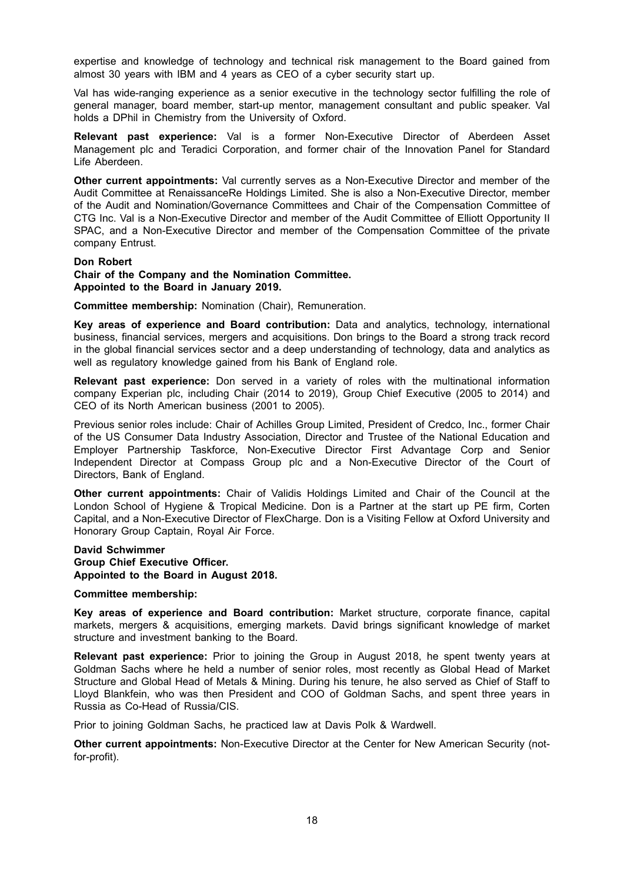expertise and knowledge of technology and technical risk management to the Board gained from almost 30 years with IBM and 4 years as CEO of a cyber security start up.

Val has wide-ranging experience as a senior executive in the technology sector fulfilling the role of general manager, board member, start-up mentor, management consultant and public speaker. Val holds a DPhil in Chemistry from the University of Oxford.

**Relevant past experience:** Val is a former Non-Executive Director of Aberdeen Asset Management plc and Teradici Corporation, and former chair of the Innovation Panel for Standard Life Aberdeen.

**Other current appointments:** Val currently serves as a Non-Executive Director and member of the Audit Committee at RenaissanceRe Holdings Limited. She is also a Non-Executive Director, member of the Audit and Nomination/Governance Committees and Chair of the Compensation Committee of CTG Inc. Val is a Non-Executive Director and member of the Audit Committee of Elliott Opportunity II SPAC, and a Non-Executive Director and member of the Compensation Committee of the private company Entrust.

**Don Robert**
**Chair of the Company and the Nomination Committee.**
**Appointed to the Board in January 2019.**

**Committee membership:** Nomination (Chair), Remuneration.

**Key areas of experience and Board contribution:** Data and analytics, technology, international business, financial services, mergers and acquisitions. Don brings to the Board a strong track record in the global financial services sector and a deep understanding of technology, data and analytics as well as regulatory knowledge gained from his Bank of England role.

**Relevant past experience:** Don served in a variety of roles with the multinational information company Experian plc, including Chair (2014 to 2019), Group Chief Executive (2005 to 2014) and CEO of its North American business (2001 to 2005).

Previous senior roles include: Chair of Achilles Group Limited, President of Credco, Inc., former Chair of the US Consumer Data Industry Association, Director and Trustee of the National Education and Employer Partnership Taskforce, Non-Executive Director First Advantage Corp and Senior Independent Director at Compass Group plc and a Non-Executive Director of the Court of Directors, Bank of England.

**Other current appointments:** Chair of Validis Holdings Limited and Chair of the Council at the London School of Hygiene & Tropical Medicine. Don is a Partner at the start up PE firm, Corten Capital, and a Non-Executive Director of FlexCharge. Don is a Visiting Fellow at Oxford University and Honorary Group Captain, Royal Air Force.

**David Schwimmer**
**Group Chief Executive Officer.**
**Appointed to the Board in August 2018.**

**Committee membership:**

**Key areas of experience and Board contribution:** Market structure, corporate finance, capital markets, mergers & acquisitions, emerging markets. David brings significant knowledge of market structure and investment banking to the Board.

**Relevant past experience:** Prior to joining the Group in August 2018, he spent twenty years at Goldman Sachs where he held a number of senior roles, most recently as Global Head of Market Structure and Global Head of Metals & Mining. During his tenure, he also served as Chief of Staff to Lloyd Blankfein, who was then President and COO of Goldman Sachs, and spent three years in Russia as Co-Head of Russia/CIS.

Prior to joining Goldman Sachs, he practiced law at Davis Polk & Wardwell.

**Other current appointments:** Non-Executive Director at the Center for New American Security (not-for-profit).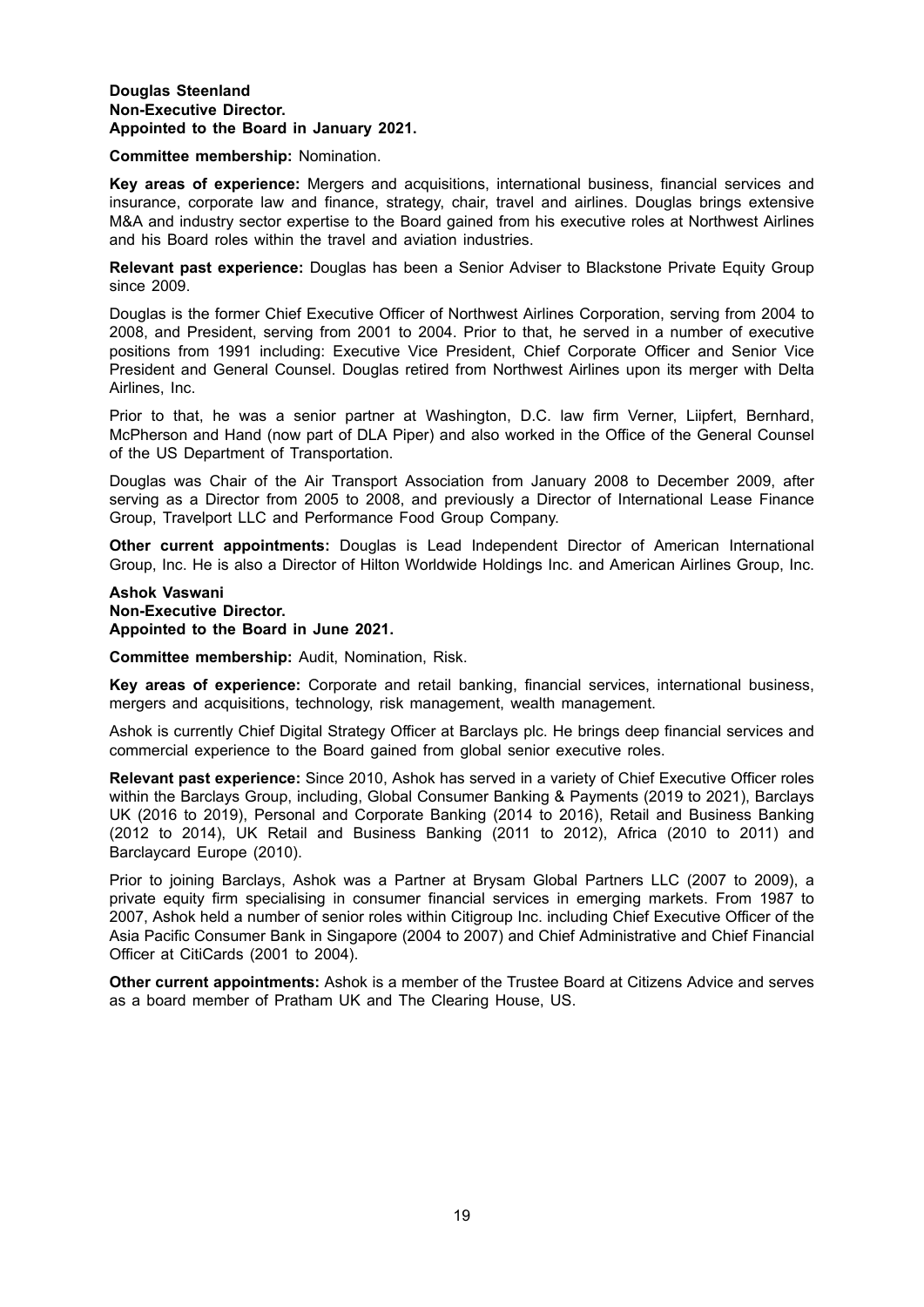**Douglas Steenland**
**Non-Executive Director.**
**Appointed to the Board in January 2021.**

**Committee membership:** Nomination.

**Key areas of experience:** Mergers and acquisitions, international business, financial services and insurance, corporate law and finance, strategy, chair, travel and airlines. Douglas brings extensive M&A and industry sector expertise to the Board gained from his executive roles at Northwest Airlines and his Board roles within the travel and aviation industries.

**Relevant past experience:** Douglas has been a Senior Adviser to Blackstone Private Equity Group since 2009.

Douglas is the former Chief Executive Officer of Northwest Airlines Corporation, serving from 2004 to 2008, and President, serving from 2001 to 2004. Prior to that, he served in a number of executive positions from 1991 including: Executive Vice President, Chief Corporate Officer and Senior Vice President and General Counsel. Douglas retired from Northwest Airlines upon its merger with Delta Airlines, Inc.

Prior to that, he was a senior partner at Washington, D.C. law firm Verner, Liipfert, Bernhard, McPherson and Hand (now part of DLA Piper) and also worked in the Office of the General Counsel of the US Department of Transportation.

Douglas was Chair of the Air Transport Association from January 2008 to December 2009, after serving as a Director from 2005 to 2008, and previously a Director of International Lease Finance Group, Travelport LLC and Performance Food Group Company.

**Other current appointments:** Douglas is Lead Independent Director of American International Group, Inc. He is also a Director of Hilton Worldwide Holdings Inc. and American Airlines Group, Inc.

**Ashok Vaswani**
**Non-Executive Director.**
**Appointed to the Board in June 2021.**

**Committee membership:** Audit, Nomination, Risk.

**Key areas of experience:** Corporate and retail banking, financial services, international business, mergers and acquisitions, technology, risk management, wealth management.

Ashok is currently Chief Digital Strategy Officer at Barclays plc. He brings deep financial services and commercial experience to the Board gained from global senior executive roles.

**Relevant past experience:** Since 2010, Ashok has served in a variety of Chief Executive Officer roles within the Barclays Group, including, Global Consumer Banking & Payments (2019 to 2021), Barclays UK (2016 to 2019), Personal and Corporate Banking (2014 to 2016), Retail and Business Banking (2012 to 2014), UK Retail and Business Banking (2011 to 2012), Africa (2010 to 2011) and Barclaycard Europe (2010).

Prior to joining Barclays, Ashok was a Partner at Brysam Global Partners LLC (2007 to 2009), a private equity firm specialising in consumer financial services in emerging markets. From 1987 to 2007, Ashok held a number of senior roles within Citigroup Inc. including Chief Executive Officer of the Asia Pacific Consumer Bank in Singapore (2004 to 2007) and Chief Administrative and Chief Financial Officer at CitiCards (2001 to 2004).

**Other current appointments:** Ashok is a member of the Trustee Board at Citizens Advice and serves as a board member of Pratham UK and The Clearing House, US.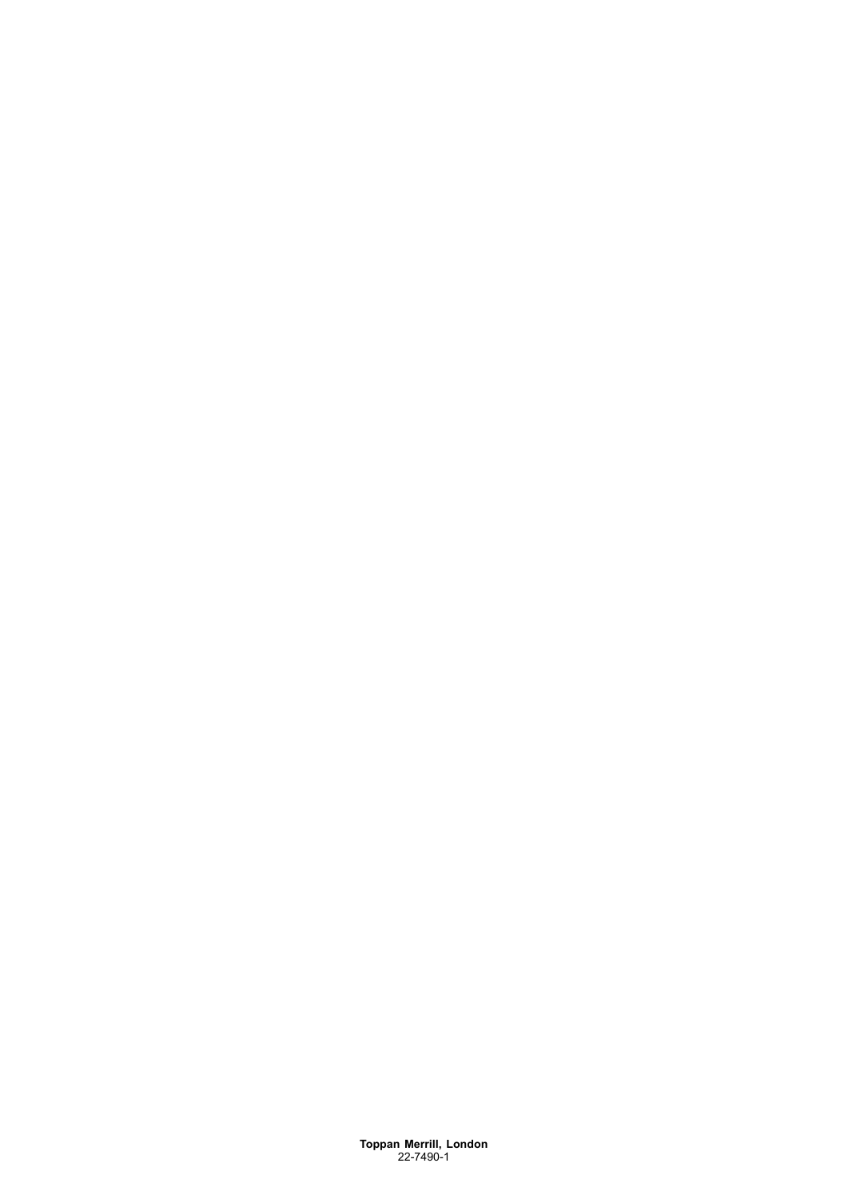**Toppan Merrill, London**
22-7490-1